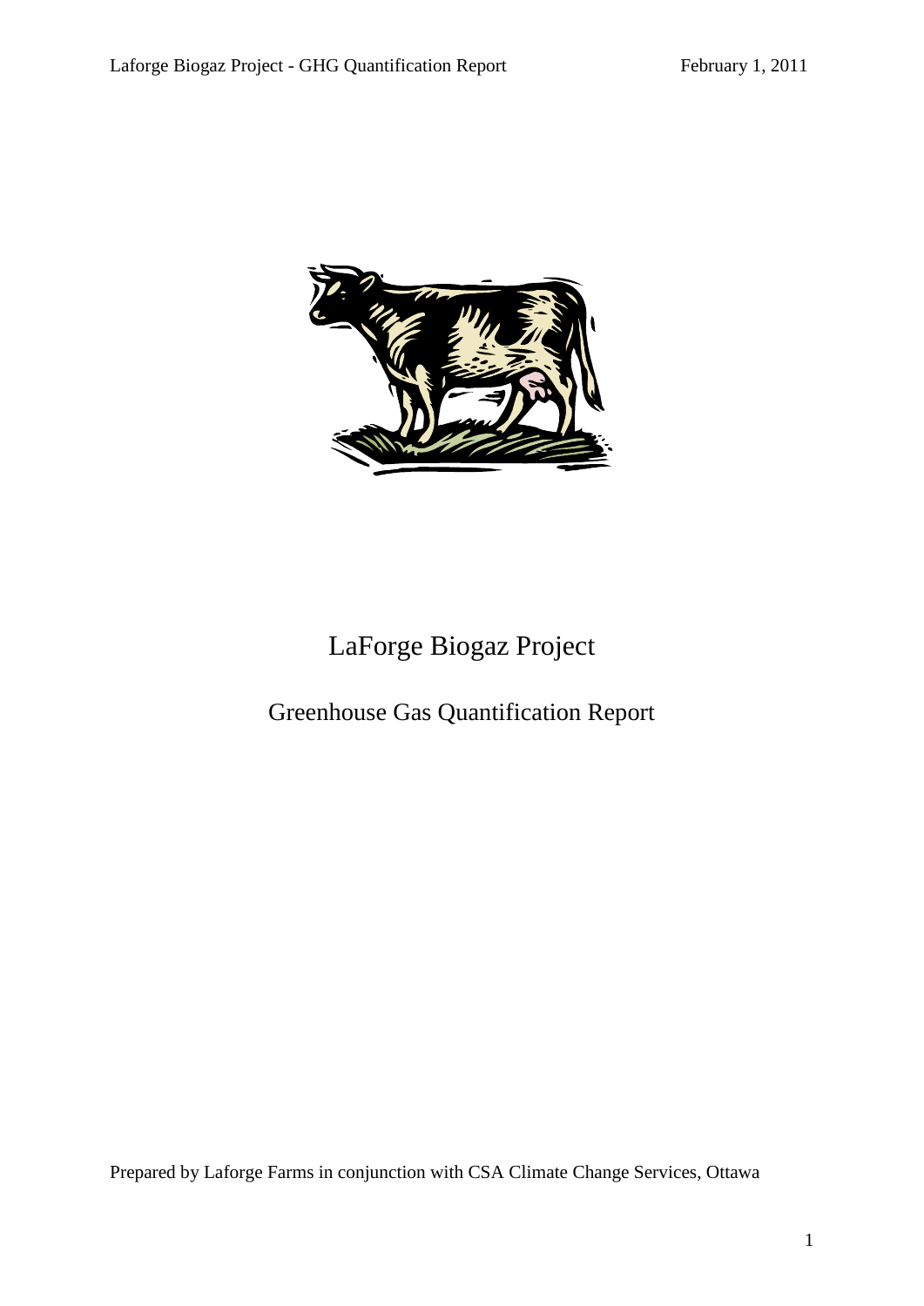# LaForge Biogaz Project

## Greenhouse Gas Quantification Report

Prepared by Laforge Farms in conjunction with CSA Climate Change Services, Ottawa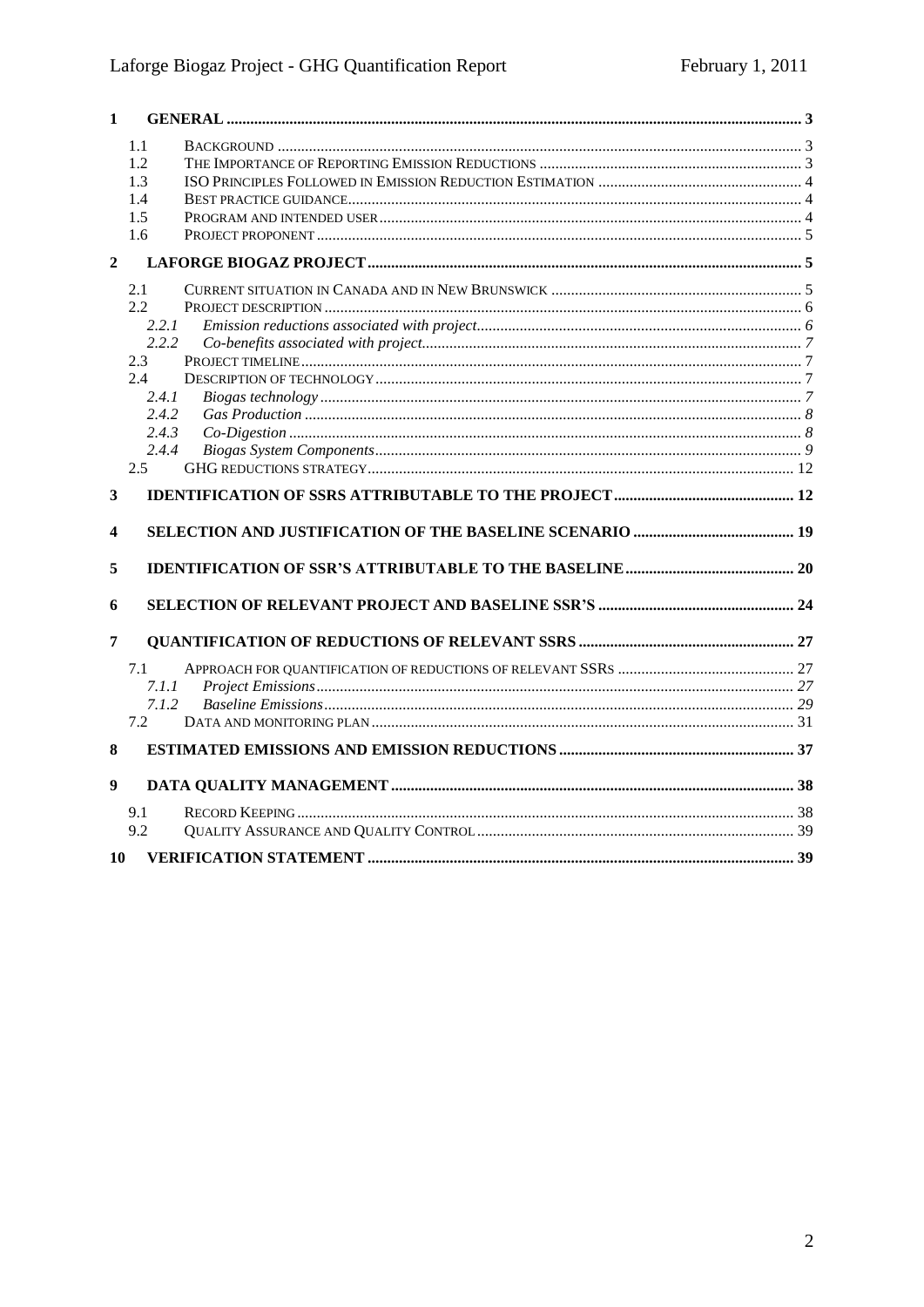| | | |
|---|---|---|
| **1** | **GENERAL** | **3** |
| 1.1 | Background | 3 |
| 1.2 | The Importance of Reporting Emission Reductions | 3 |
| 1.3 | ISO Principles Followed in Emission Reduction Estimation | 4 |
| 1.4 | Best practice guidance | 4 |
| 1.5 | Program and intended user | 4 |
| 1.6 | Project proponent | 5 |
| **2** | **LAFORGE BIOGAZ PROJECT** | **5** |
| 2.1 | Current situation in Canada and in New Brunswick | 5 |
| 2.2 | Project description | 6 |
| *2.2.1* | *Emission reductions associated with project* | *6* |
| *2.2.2* | *Co-benefits associated with project* | *7* |
| 2.3 | Project timeline | 7 |
| 2.4 | Description of technology | 7 |
| *2.4.1* | *Biogas technology* | *7* |
| *2.4.2* | *Gas Production* | *8* |
| *2.4.3* | *Co-Digestion* | *8* |
| *2.4.4* | *Biogas System Components* | *9* |
| 2.5 | GHG reductions strategy | 12 |
| **3** | **IDENTIFICATION OF SSRS ATTRIBUTABLE TO THE PROJECT** | **12** |
| **4** | **SELECTION AND JUSTIFICATION OF THE BASELINE SCENARIO** | **19** |
| **5** | **IDENTIFICATION OF SSR'S ATTRIBUTABLE TO THE BASELINE** | **20** |
| **6** | **SELECTION OF RELEVANT PROJECT AND BASELINE SSR'S** | **24** |
| **7** | **QUANTIFICATION OF REDUCTIONS OF RELEVANT SSRS** | **27** |
| 7.1 | Approach for quantification of reductions of relevant SSRs | 27 |
| *7.1.1* | *Project Emissions* | *27* |
| *7.1.2* | *Baseline Emissions* | *29* |
| 7.2 | Data and monitoring plan | 31 |
| **8** | **ESTIMATED EMISSIONS AND EMISSION REDUCTIONS** | **37** |
| **9** | **DATA QUALITY MANAGEMENT** | **38** |
| 9.1 | Record Keeping | 38 |
| 9.2 | Quality Assurance and Quality Control | 39 |
| **10** | **VERIFICATION STATEMENT** | **39** |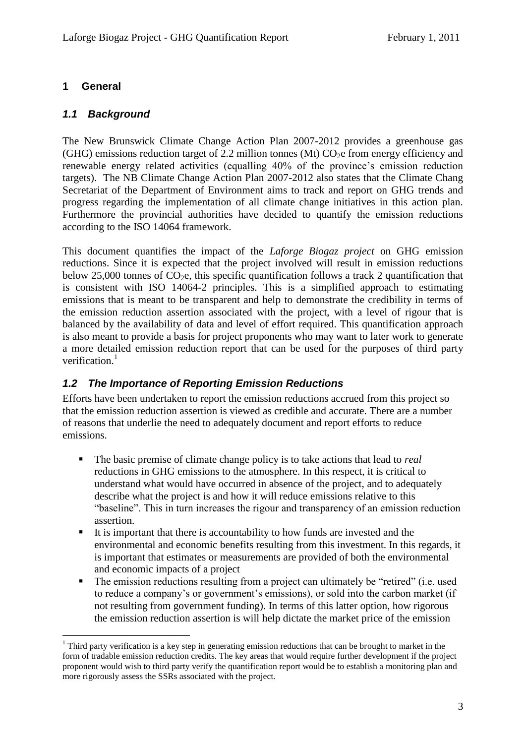# 1 General

## *1.1 Background*

The New Brunswick Climate Change Action Plan 2007-2012 provides a greenhouse gas (GHG) emissions reduction target of 2.2 million tonnes (Mt) $CO_2$e from energy efficiency and renewable energy related activities (equalling 40% of the province's emission reduction targets). The NB Climate Change Action Plan 2007-2012 also states that the Climate Chang Secretariat of the Department of Environment aims to track and report on GHG trends and progress regarding the implementation of all climate change initiatives in this action plan. Furthermore the provincial authorities have decided to quantify the emission reductions according to the ISO 14064 framework.

This document quantifies the impact of the *Laforge Biogaz project* on GHG emission reductions. Since it is expected that the project involved will result in emission reductions below 25,000 tonnes of $CO_2$e, this specific quantification follows a track 2 quantification that is consistent with ISO 14064-2 principles. This is a simplified approach to estimating emissions that is meant to be transparent and help to demonstrate the credibility in terms of the emission reduction assertion associated with the project, with a level of rigour that is balanced by the availability of data and level of effort required. This quantification approach is also meant to provide a basis for project proponents who may want to later work to generate a more detailed emission reduction report that can be used for the purposes of third party verification.[1]

## *1.2 The Importance of Reporting Emission Reductions*

Efforts have been undertaken to report the emission reductions accrued from this project so that the emission reduction assertion is viewed as credible and accurate. There are a number of reasons that underlie the need to adequately document and report efforts to reduce emissions.

- The basic premise of climate change policy is to take actions that lead to *real* reductions in GHG emissions to the atmosphere. In this respect, it is critical to understand what would have occurred in absence of the project, and to adequately describe what the project is and how it will reduce emissions relative to this "baseline". This in turn increases the rigour and transparency of an emission reduction assertion.
- It is important that there is accountability to how funds are invested and the environmental and economic benefits resulting from this investment. In this regards, it is important that estimates or measurements are provided of both the environmental and economic impacts of a project
- The emission reductions resulting from a project can ultimately be "retired" (i.e. used to reduce a company's or government's emissions), or sold into the carbon market (if not resulting from government funding). In terms of this latter option, how rigorous the emission reduction assertion is will help dictate the market price of the emission

[1] Third party verification is a key step in generating emission reductions that can be brought to market in the form of tradable emission reduction credits. The key areas that would require further development if the project proponent would wish to third party verify the quantification report would be to establish a monitoring plan and more rigorously assess the SSRs associated with the project.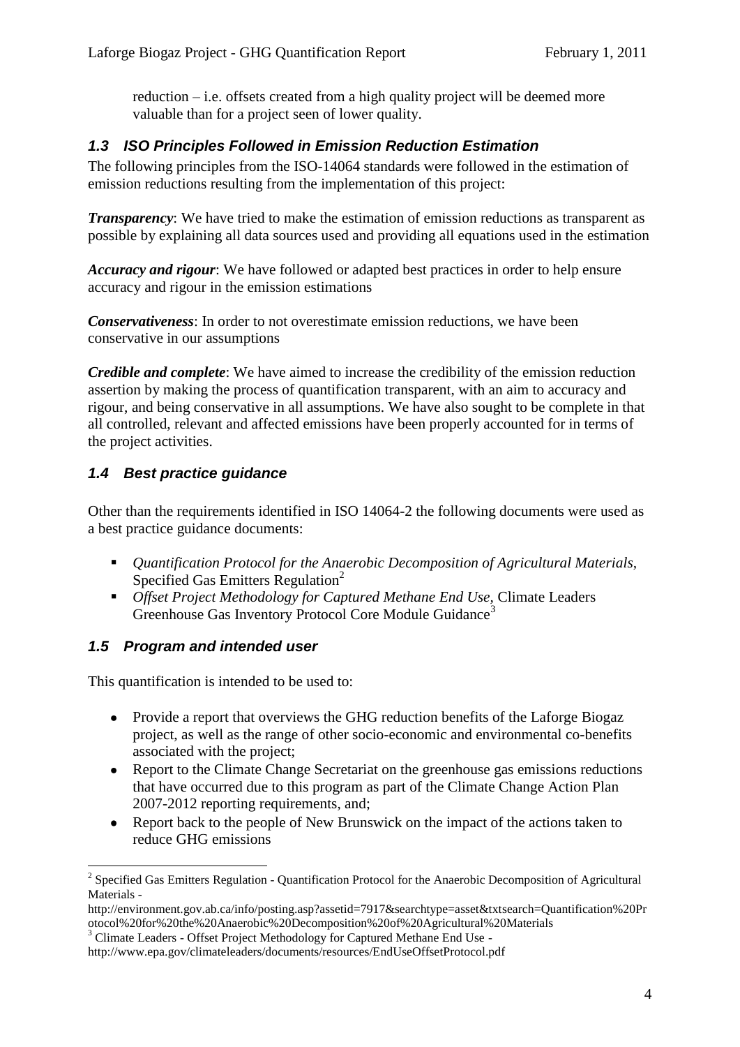reduction – i.e. offsets created from a high quality project will be deemed more valuable than for a project seen of lower quality.

### *1.3 ISO Principles Followed in Emission Reduction Estimation*

The following principles from the ISO-14064 standards were followed in the estimation of emission reductions resulting from the implementation of this project:

***Transparency***: We have tried to make the estimation of emission reductions as transparent as possible by explaining all data sources used and providing all equations used in the estimation

***Accuracy and rigour***: We have followed or adapted best practices in order to help ensure accuracy and rigour in the emission estimations

***Conservativeness***: In order to not overestimate emission reductions, we have been conservative in our assumptions

***Credible and complete***: We have aimed to increase the credibility of the emission reduction assertion by making the process of quantification transparent, with an aim to accuracy and rigour, and being conservative in all assumptions. We have also sought to be complete in that all controlled, relevant and affected emissions have been properly accounted for in terms of the project activities.

### *1.4 Best practice guidance*

Other than the requirements identified in ISO 14064-2 the following documents were used as a best practice guidance documents:

- *Quantification Protocol for the Anaerobic Decomposition of Agricultural Materials*, Specified Gas Emitters Regulation[2]
- *Offset Project Methodology for Captured Methane End Use*, Climate Leaders Greenhouse Gas Inventory Protocol Core Module Guidance[3]

### *1.5 Program and intended user*

This quantification is intended to be used to:

- Provide a report that overviews the GHG reduction benefits of the Laforge Biogaz project, as well as the range of other socio-economic and environmental co-benefits associated with the project;
- Report to the Climate Change Secretariat on the greenhouse gas emissions reductions that have occurred due to this program as part of the Climate Change Action Plan 2007-2012 reporting requirements, and;
- Report back to the people of New Brunswick on the impact of the actions taken to reduce GHG emissions

---

[2] Specified Gas Emitters Regulation - Quantification Protocol for the Anaerobic Decomposition of Agricultural Materials - http://environment.gov.ab.ca/info/posting.asp?assetid=7917&searchtype=asset&txtsearch=Quantification%20Protocol%20for%20the%20Anaerobic%20Decomposition%20of%20Agricultural%20Materials

[3] Climate Leaders - Offset Project Methodology for Captured Methane End Use - http://www.epa.gov/climateleaders/documents/resources/EndUseOffsetProtocol.pdf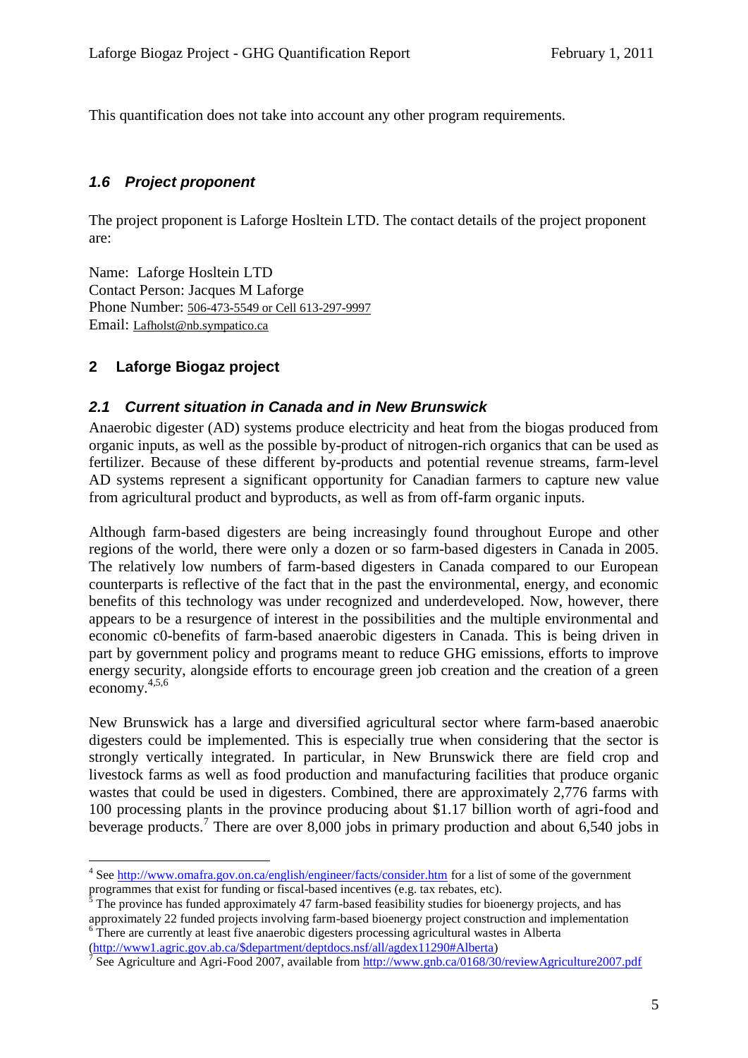This quantification does not take into account any other program requirements.

### *1.6 Project proponent*

The project proponent is Laforge Hosltein LTD. The contact details of the project proponent are:

Name: Laforge Hosltein LTD
Contact Person: Jacques M Laforge
Phone Number: 506-473-5549 or Cell 613-297-9997
Email: Lafholst@nb.sympatico.ca

## 2 Laforge Biogaz project

### *2.1 Current situation in Canada and in New Brunswick*

Anaerobic digester (AD) systems produce electricity and heat from the biogas produced from organic inputs, as well as the possible by-product of nitrogen-rich organics that can be used as fertilizer. Because of these different by-products and potential revenue streams, farm-level AD systems represent a significant opportunity for Canadian farmers to capture new value from agricultural product and byproducts, as well as from off-farm organic inputs.

Although farm-based digesters are being increasingly found throughout Europe and other regions of the world, there were only a dozen or so farm-based digesters in Canada in 2005. The relatively low numbers of farm-based digesters in Canada compared to our European counterparts is reflective of the fact that in the past the environmental, energy, and economic benefits of this technology was under recognized and underdeveloped. Now, however, there appears to be a resurgence of interest in the possibilities and the multiple environmental and economic c0-benefits of farm-based anaerobic digesters in Canada. This is being driven in part by government policy and programs meant to reduce GHG emissions, efforts to improve energy security, alongside efforts to encourage green job creation and the creation of a green economy.[4,5,6]

New Brunswick has a large and diversified agricultural sector where farm-based anaerobic digesters could be implemented. This is especially true when considering that the sector is strongly vertically integrated. In particular, in New Brunswick there are field crop and livestock farms as well as food production and manufacturing facilities that produce organic wastes that could be used in digesters. Combined, there are approximately 2,776 farms with 100 processing plants in the province producing about $1.17 billion worth of agri-food and beverage products.[7] There are over 8,000 jobs in primary production and about 6,540 jobs in

---

[4] See http://www.omafra.gov.on.ca/english/engineer/facts/consider.htm for a list of some of the government programmes that exist for funding or fiscal-based incentives (e.g. tax rebates, etc).

[5] The province has funded approximately 47 farm-based feasibility studies for bioenergy projects, and has approximately 22 funded projects involving farm-based bioenergy project construction and implementation

[6] There are currently at least five anaerobic digesters processing agricultural wastes in Alberta (http://www1.agric.gov.ab.ca/$department/deptdocs.nsf/all/agdex11290#Alberta)

[7] See Agriculture and Agri-Food 2007, available from http://www.gnb.ca/0168/30/reviewAgriculture2007.pdf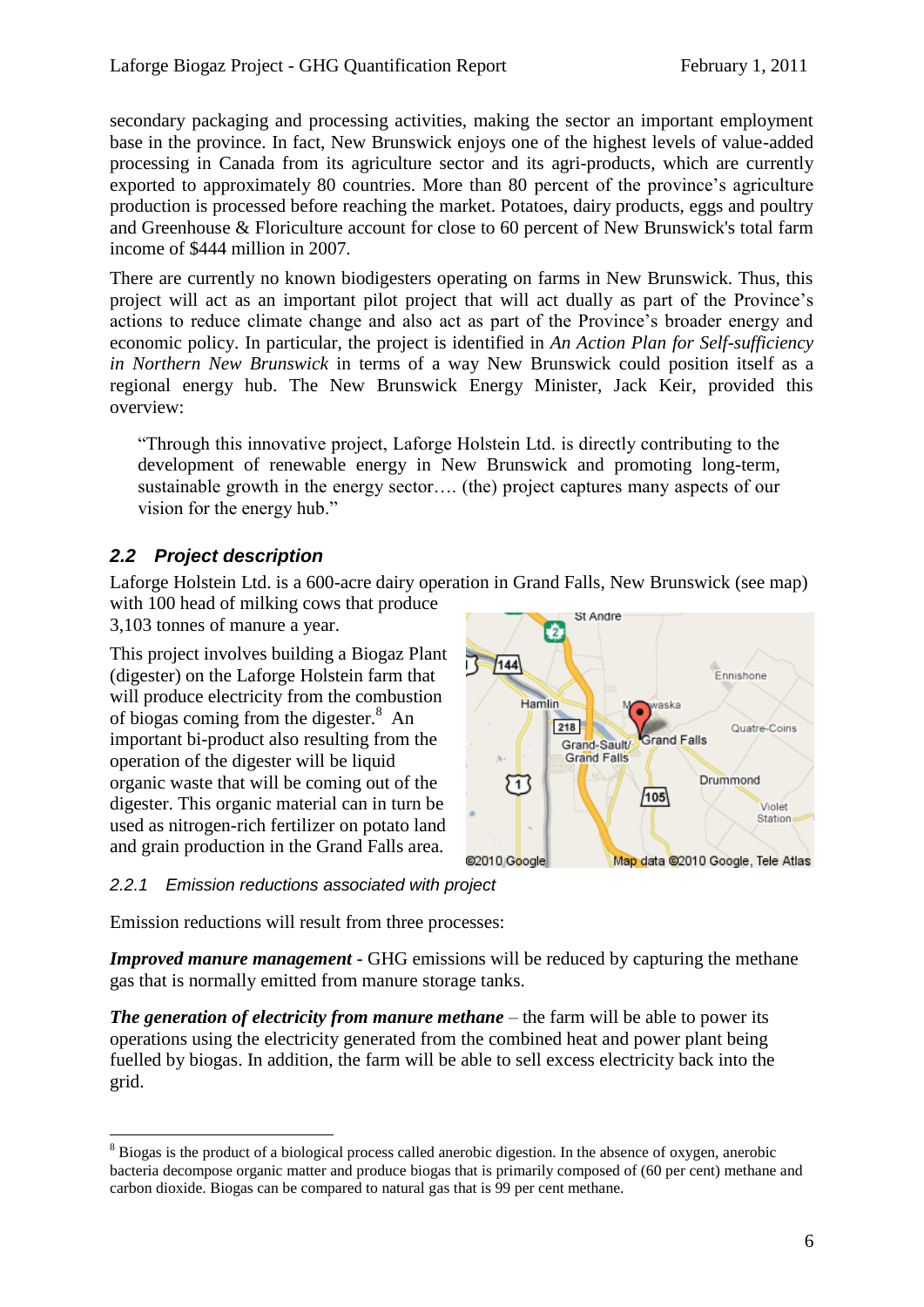secondary packaging and processing activities, making the sector an important employment base in the province. In fact, New Brunswick enjoys one of the highest levels of value-added processing in Canada from its agriculture sector and its agri-products, which are currently exported to approximately 80 countries. More than 80 percent of the province's agriculture production is processed before reaching the market. Potatoes, dairy products, eggs and poultry and Greenhouse & Floriculture account for close to 60 percent of New Brunswick's total farm income of $444 million in 2007.

There are currently no known biodigesters operating on farms in New Brunswick. Thus, this project will act as an important pilot project that will act dually as part of the Province's actions to reduce climate change and also act as part of the Province's broader energy and economic policy. In particular, the project is identified in *An Action Plan for Self-sufficiency in Northern New Brunswick* in terms of a way New Brunswick could position itself as a regional energy hub. The New Brunswick Energy Minister, Jack Keir, provided this overview:

> "Through this innovative project, Laforge Holstein Ltd. is directly contributing to the development of renewable energy in New Brunswick and promoting long-term, sustainable growth in the energy sector…. (the) project captures many aspects of our vision for the energy hub."

## 2.2 Project description

Laforge Holstein Ltd. is a 600-acre dairy operation in Grand Falls, New Brunswick (see map) with 100 head of milking cows that produce 3,103 tonnes of manure a year.

This project involves building a Biogas Plant (digester) on the Laforge Holstein farm that will produce electricity from the combustion of biogas coming from the digester.[8] An important bi-product also resulting from the operation of the digester will be liquid organic waste that will be coming out of the digester. This organic material can in turn be used as nitrogen-rich fertilizer on potato land and grain production in the Grand Falls area.

### 2.2.1 Emission reductions associated with project

Emission reductions will result from three processes:

***Improved manure management*** - GHG emissions will be reduced by capturing the methane gas that is normally emitted from manure storage tanks.

***The generation of electricity from manure methane*** – the farm will be able to power its operations using the electricity generated from the combined heat and power plant being fuelled by biogas. In addition, the farm will be able to sell excess electricity back into the grid.

[8] Biogas is the product of a biological process called anerobic digestion. In the absence of oxygen, anerobic bacteria decompose organic matter and produce biogas that is primarily composed of (60 per cent) methane and carbon dioxide. Biogas can be compared to natural gas that is 99 per cent methane.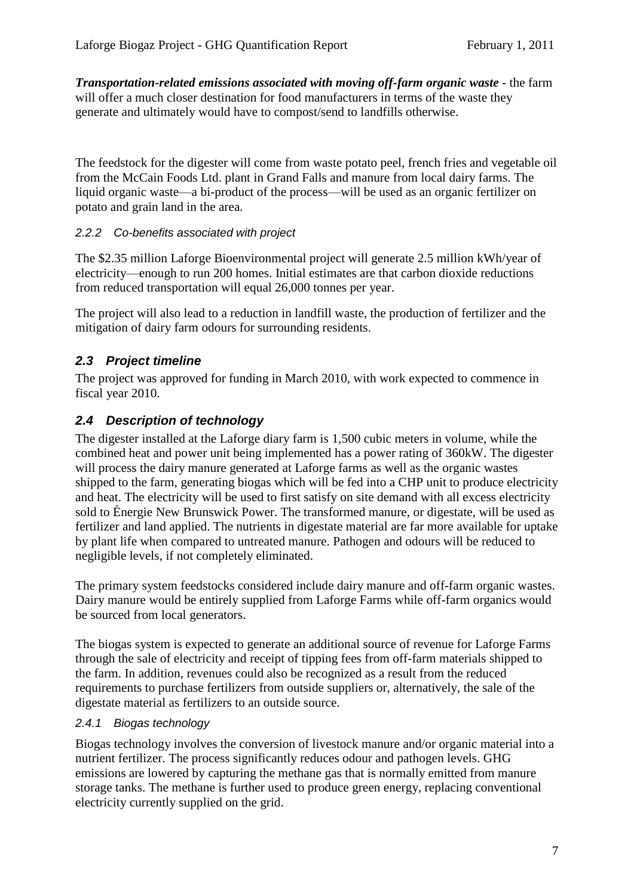***Transportation-related emissions associated with moving off-farm organic waste*** - the farm will offer a much closer destination for food manufacturers in terms of the waste they generate and ultimately would have to compost/send to landfills otherwise.

The feedstock for the digester will come from waste potato peel, french fries and vegetable oil from the McCain Foods Ltd. plant in Grand Falls and manure from local dairy farms. The liquid organic waste—a bi-product of the process—will be used as an organic fertilizer on potato and grain land in the area.

#### *2.2.2 Co-benefits associated with project*

The $2.35 million Laforge Bioenvironmental project will generate 2.5 million kWh/year of electricity—enough to run 200 homes. Initial estimates are that carbon dioxide reductions from reduced transportation will equal 26,000 tonnes per year.

The project will also lead to a reduction in landfill waste, the production of fertilizer and the mitigation of dairy farm odours for surrounding residents.

### *2.3 Project timeline*

The project was approved for funding in March 2010, with work expected to commence in fiscal year 2010.

### *2.4 Description of technology*

The digester installed at the Laforge diary farm is 1,500 cubic meters in volume, while the combined heat and power unit being implemented has a power rating of 360kW. The digester will process the dairy manure generated at Laforge farms as well as the organic wastes shipped to the farm, generating biogas which will be fed into a CHP unit to produce electricity and heat. The electricity will be used to first satisfy on site demand with all excess electricity sold to Énergie New Brunswick Power. The transformed manure, or digestate, will be used as fertilizer and land applied. The nutrients in digestate material are far more available for uptake by plant life when compared to untreated manure. Pathogen and odours will be reduced to negligible levels, if not completely eliminated.

The primary system feedstocks considered include dairy manure and off-farm organic wastes. Dairy manure would be entirely supplied from Laforge Farms while off-farm organics would be sourced from local generators.

The biogas system is expected to generate an additional source of revenue for Laforge Farms through the sale of electricity and receipt of tipping fees from off-farm materials shipped to the farm. In addition, revenues could also be recognized as a result from the reduced requirements to purchase fertilizers from outside suppliers or, alternatively, the sale of the digestate material as fertilizers to an outside source.

#### *2.4.1 Biogas technology*

Biogas technology involves the conversion of livestock manure and/or organic material into a nutrient fertilizer. The process significantly reduces odour and pathogen levels. GHG emissions are lowered by capturing the methane gas that is normally emitted from manure storage tanks. The methane is further used to produce green energy, replacing conventional electricity currently supplied on the grid.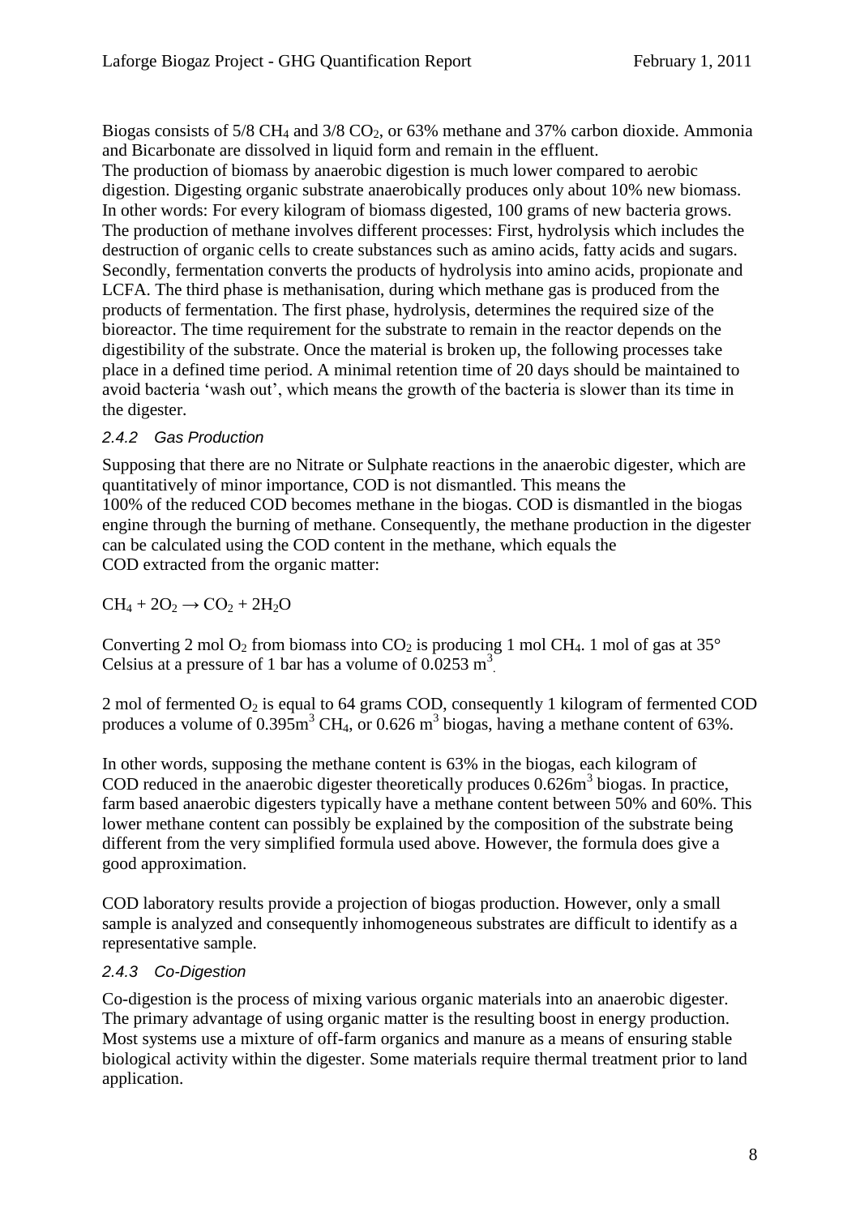Biogas consists of 5/8 $CH_4$ and 3/8 $CO_2$, or 63% methane and 37% carbon dioxide. Ammonia and Bicarbonate are dissolved in liquid form and remain in the effluent.
The production of biomass by anaerobic digestion is much lower compared to aerobic digestion. Digesting organic substrate anaerobically produces only about 10% new biomass. In other words: For every kilogram of biomass digested, 100 grams of new bacteria grows. The production of methane involves different processes: First, hydrolysis which includes the destruction of organic cells to create substances such as amino acids, fatty acids and sugars. Secondly, fermentation converts the products of hydrolysis into amino acids, propionate and LCFA. The third phase is methanisation, during which methane gas is produced from the products of fermentation. The first phase, hydrolysis, determines the required size of the bioreactor. The time requirement for the substrate to remain in the reactor depends on the digestibility of the substrate. Once the material is broken up, the following processes take place in a defined time period. A minimal retention time of 20 days should be maintained to avoid bacteria 'wash out', which means the growth of the bacteria is slower than its time in the digester.

### *2.4.2 Gas Production*

Supposing that there are no Nitrate or Sulphate reactions in the anaerobic digester, which are quantitatively of minor importance, COD is not dismantled. This means the 100% of the reduced COD becomes methane in the biogas. COD is dismantled in the biogas engine through the burning of methane. Consequently, the methane production in the digester can be calculated using the COD content in the methane, which equals the COD extracted from the organic matter:

$$CH_4 + 2O_2 \rightarrow CO_2 + 2H_2O$$

Converting 2 mol $O_2$ from biomass into $CO_2$ is producing 1 mol $CH_4$. 1 mol of gas at 35° Celsius at a pressure of 1 bar has a volume of $0.0253 \text{ m}^3$.

2 mol of fermented $O_2$ is equal to 64 grams COD, consequently 1 kilogram of fermented COD produces a volume of $0.395\text{m}^3$ $CH_4$, or $0.626 \text{ m}^3$ biogas, having a methane content of 63%.

In other words, supposing the methane content is 63% in the biogas, each kilogram of COD reduced in the anaerobic digester theoretically produces $0.626\text{m}^3$ biogas. In practice, farm based anaerobic digesters typically have a methane content between 50% and 60%. This lower methane content can possibly be explained by the composition of the substrate being different from the very simplified formula used above. However, the formula does give a good approximation.

COD laboratory results provide a projection of biogas production. However, only a small sample is analyzed and consequently inhomogeneous substrates are difficult to identify as a representative sample.

### *2.4.3 Co-Digestion*

Co-digestion is the process of mixing various organic materials into an anaerobic digester. The primary advantage of using organic matter is the resulting boost in energy production. Most systems use a mixture of off-farm organics and manure as a means of ensuring stable biological activity within the digester. Some materials require thermal treatment prior to land application.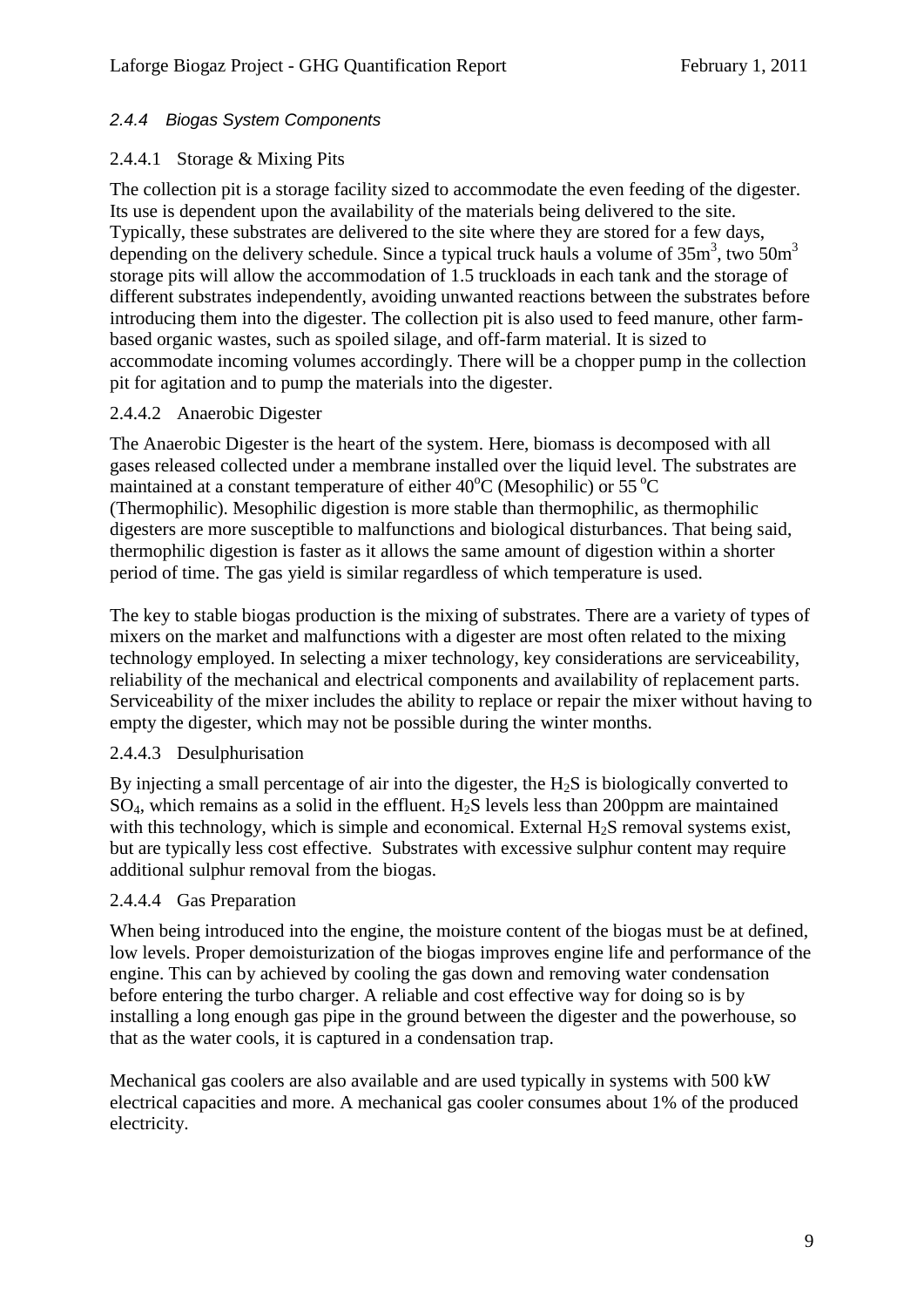### *2.4.4 Biogas System Components*

#### 2.4.4.1 Storage & Mixing Pits

The collection pit is a storage facility sized to accommodate the even feeding of the digester. Its use is dependent upon the availability of the materials being delivered to the site. Typically, these substrates are delivered to the site where they are stored for a few days, depending on the delivery schedule. Since a typical truck hauls a volume of $35m^3$, two $50m^3$ storage pits will allow the accommodation of 1.5 truckloads in each tank and the storage of different substrates independently, avoiding unwanted reactions between the substrates before introducing them into the digester. The collection pit is also used to feed manure, other farm-based organic wastes, such as spoiled silage, and off-farm material. It is sized to accommodate incoming volumes accordingly. There will be a chopper pump in the collection pit for agitation and to pump the materials into the digester.

#### 2.4.4.2 Anaerobic Digester

The Anaerobic Digester is the heart of the system. Here, biomass is decomposed with all gases released collected under a membrane installed over the liquid level. The substrates are maintained at a constant temperature of either $40^oC$ (Mesophilic) or 55 $^oC$ (Thermophilic). Mesophilic digestion is more stable than thermophilic, as thermophilic digesters are more susceptible to malfunctions and biological disturbances. That being said, thermophilic digestion is faster as it allows the same amount of digestion within a shorter period of time. The gas yield is similar regardless of which temperature is used.

The key to stable biogas production is the mixing of substrates. There are a variety of types of mixers on the market and malfunctions with a digester are most often related to the mixing technology employed. In selecting a mixer technology, key considerations are serviceability, reliability of the mechanical and electrical components and availability of replacement parts. Serviceability of the mixer includes the ability to replace or repair the mixer without having to empty the digester, which may not be possible during the winter months.

#### 2.4.4.3 Desulphurisation

By injecting a small percentage of air into the digester, the $H_2S$ is biologically converted to $SO_4$, which remains as a solid in the effluent. $H_2S$ levels less than 200ppm are maintained with this technology, which is simple and economical. External $H_2S$ removal systems exist, but are typically less cost effective. Substrates with excessive sulphur content may require additional sulphur removal from the biogas.

#### 2.4.4.4 Gas Preparation

When being introduced into the engine, the moisture content of the biogas must be at defined, low levels. Proper demoisturization of the biogas improves engine life and performance of the engine. This can by achieved by cooling the gas down and removing water condensation before entering the turbo charger. A reliable and cost effective way for doing so is by installing a long enough gas pipe in the ground between the digester and the powerhouse, so that as the water cools, it is captured in a condensation trap.

Mechanical gas coolers are also available and are used typically in systems with 500 kW electrical capacities and more. A mechanical gas cooler consumes about 1% of the produced electricity.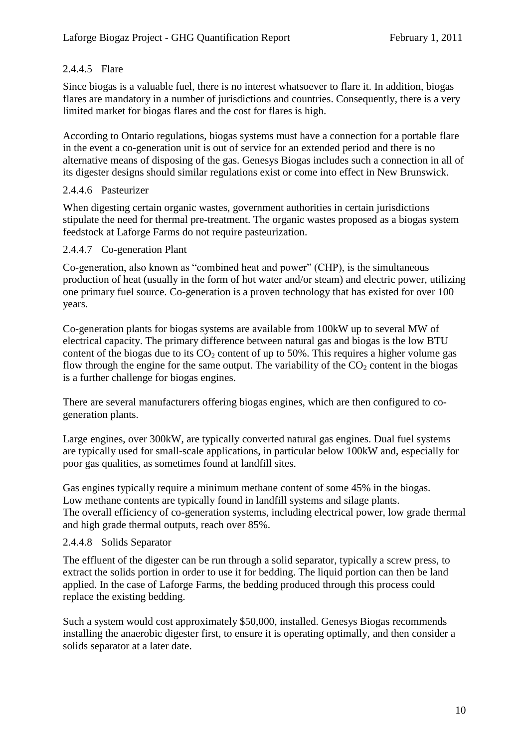#### 2.4.4.5 Flare

Since biogas is a valuable fuel, there is no interest whatsoever to flare it. In addition, biogas flares are mandatory in a number of jurisdictions and countries. Consequently, there is a very limited market for biogas flares and the cost for flares is high.

According to Ontario regulations, biogas systems must have a connection for a portable flare in the event a co-generation unit is out of service for an extended period and there is no alternative means of disposing of the gas. Genesys Biogas includes such a connection in all of its digester designs should similar regulations exist or come into effect in New Brunswick.

#### 2.4.4.6 Pasteurizer

When digesting certain organic wastes, government authorities in certain jurisdictions stipulate the need for thermal pre-treatment. The organic wastes proposed as a biogas system feedstock at Laforge Farms do not require pasteurization.

#### 2.4.4.7 Co-generation Plant

Co-generation, also known as "combined heat and power" (CHP), is the simultaneous production of heat (usually in the form of hot water and/or steam) and electric power, utilizing one primary fuel source. Co-generation is a proven technology that has existed for over 100 years.

Co-generation plants for biogas systems are available from 100kW up to several MW of electrical capacity. The primary difference between natural gas and biogas is the low BTU content of the biogas due to its $CO_2$ content of up to 50%. This requires a higher volume gas flow through the engine for the same output. The variability of the $CO_2$ content in the biogas is a further challenge for biogas engines.

There are several manufacturers offering biogas engines, which are then configured to co-generation plants.

Large engines, over 300kW, are typically converted natural gas engines. Dual fuel systems are typically used for small-scale applications, in particular below 100kW and, especially for poor gas qualities, as sometimes found at landfill sites.

Gas engines typically require a minimum methane content of some 45% in the biogas.
Low methane contents are typically found in landfill systems and silage plants.
The overall efficiency of co-generation systems, including electrical power, low grade thermal and high grade thermal outputs, reach over 85%.

#### 2.4.4.8 Solids Separator

The effluent of the digester can be run through a solid separator, typically a screw press, to extract the solids portion in order to use it for bedding. The liquid portion can then be land applied. In the case of Laforge Farms, the bedding produced through this process could replace the existing bedding.

Such a system would cost approximately $50,000, installed. Genesys Biogas recommends installing the anaerobic digester first, to ensure it is operating optimally, and then consider a solids separator at a later date.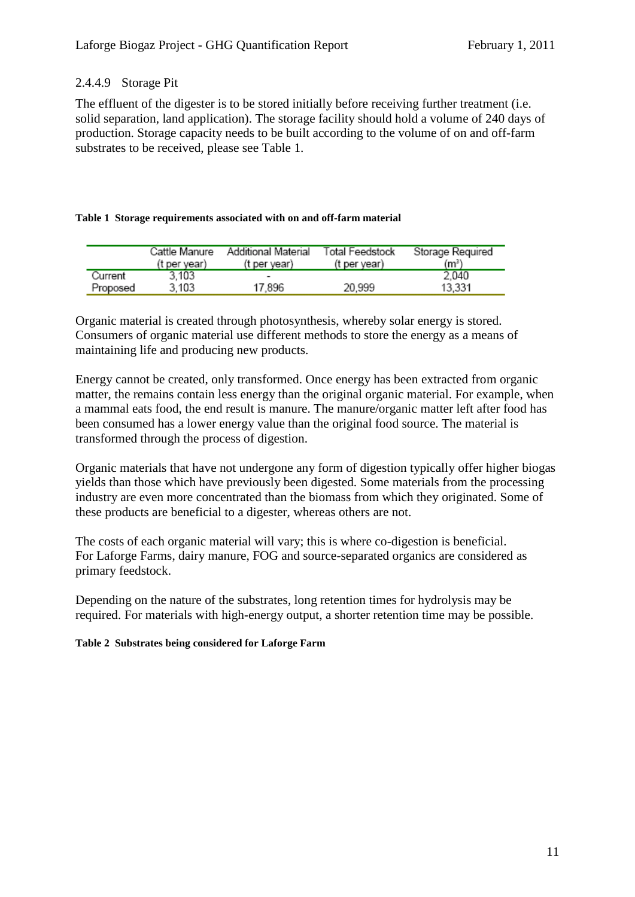#### 2.4.4.9 Storage Pit

The effluent of the digester is to be stored initially before receiving further treatment (i.e. solid separation, land application). The storage facility should hold a volume of 240 days of production. Storage capacity needs to be built according to the volume of on and off-farm substrates to be received, please see Table 1.

**Table 1 Storage requirements associated with on and off-farm material**

| | Cattle Manure (t per year) | Additional Material (t per year) | Total Feedstock (t per year) | Storage Required (m³) |
|---|---|---|---|---|
| Current | 3,103 | - | | 2,040 |
| Proposed | 3,103 | 17,896 | 20,999 | 13,331 |

Organic material is created through photosynthesis, whereby solar energy is stored. Consumers of organic material use different methods to store the energy as a means of maintaining life and producing new products.

Energy cannot be created, only transformed. Once energy has been extracted from organic matter, the remains contain less energy than the original organic material. For example, when a mammal eats food, the end result is manure. The manure/organic matter left after food has been consumed has a lower energy value than the original food source. The material is transformed through the process of digestion.

Organic materials that have not undergone any form of digestion typically offer higher biogas yields than those which have previously been digested. Some materials from the processing industry are even more concentrated than the biomass from which they originated. Some of these products are beneficial to a digester, whereas others are not.

The costs of each organic material will vary; this is where co-digestion is beneficial. For Laforge Farms, dairy manure, FOG and source-separated organics are considered as primary feedstock.

Depending on the nature of the substrates, long retention times for hydrolysis may be required. For materials with high-energy output, a shorter retention time may be possible.

**Table 2 Substrates being considered for Laforge Farm**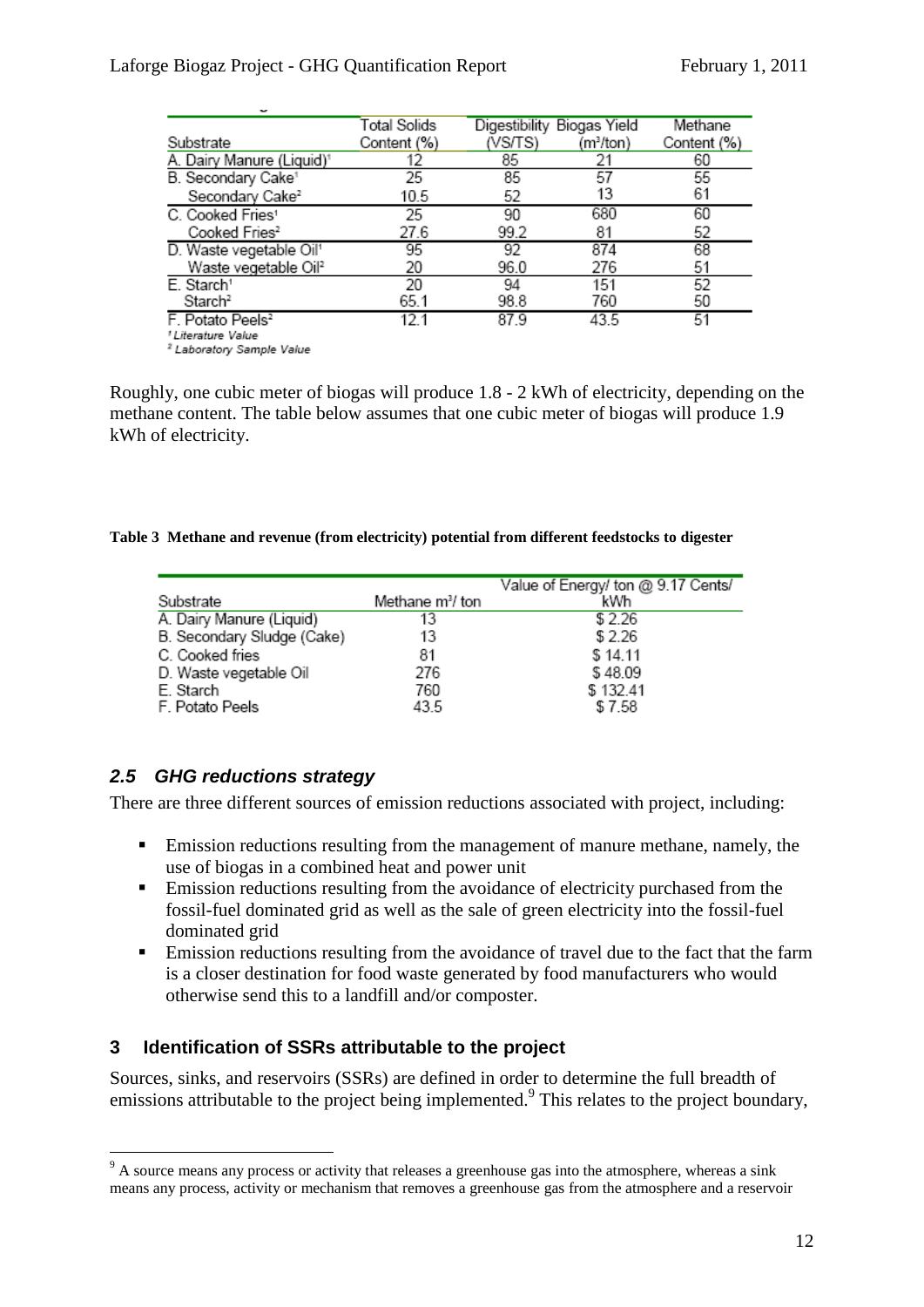| Substrate | Total Solids Content (%) | Digestibility (VS/TS) | Biogas Yield (m³/ton) | Methane Content (%) |
|---|---|---|---|---|
| A. Dairy Manure (Liquid)[1] | 12 | 85 | 21 | 60 |
| B. Secondary Cake[1] | 25 | 85 | 57 | 55 |
| Secondary Cake[2] | 10.5 | 52 | 13 | 61 |
| C. Cooked Fries[1] | 25 | 90 | 680 | 60 |
| Cooked Fries[2] | 27.6 | 99.2 | 81 | 52 |
| D. Waste vegetable Oil[1] | 95 | 92 | 874 | 68 |
| Waste vegetable Oil[2] | 20 | 96.0 | 276 | 51 |
| E. Starch[1] | 20 | 94 | 151 | 52 |
| Starch[2] | 65.1 | 98.8 | 760 | 50 |
| F. Potato Peels[2] | 12.1 | 87.9 | 43.5 | 51 |

[1] *Literature Value*
[2] *Laboratory Sample Value*

Roughly, one cubic meter of biogas will produce 1.8 - 2 kWh of electricity, depending on the methane content. The table below assumes that one cubic meter of biogas will produce 1.9 kWh of electricity.

**Table 3 Methane and revenue (from electricity) potential from different feedstocks to digester**

| Substrate | Methane m³/ ton | Value of Energy/ ton @ 9.17 Cents/ kWh |
|---|---|---|
| A. Dairy Manure (Liquid) | 13 | $ 2.26 |
| B. Secondary Sludge (Cake) | 13 | $ 2.26 |
| C. Cooked fries | 81 | $ 14.11 |
| D. Waste vegetable Oil | 276 | $ 48.09 |
| E. Starch | 760 | $ 132.41 |
| F. Potato Peels | 43.5 | $ 7.58 |

### *2.5 GHG reductions strategy*

There are three different sources of emission reductions associated with project, including:

- Emission reductions resulting from the management of manure methane, namely, the use of biogas in a combined heat and power unit
- Emission reductions resulting from the avoidance of electricity purchased from the fossil-fuel dominated grid as well as the sale of green electricity into the fossil-fuel dominated grid
- Emission reductions resulting from the avoidance of travel due to the fact that the farm is a closer destination for food waste generated by food manufacturers who would otherwise send this to a landfill and/or composter.

## 3 Identification of SSRs attributable to the project

Sources, sinks, and reservoirs (SSRs) are defined in order to determine the full breadth of emissions attributable to the project being implemented.[9] This relates to the project boundary,

[9] A source means any process or activity that releases a greenhouse gas into the atmosphere, whereas a sink means any process, activity or mechanism that removes a greenhouse gas from the atmosphere and a reservoir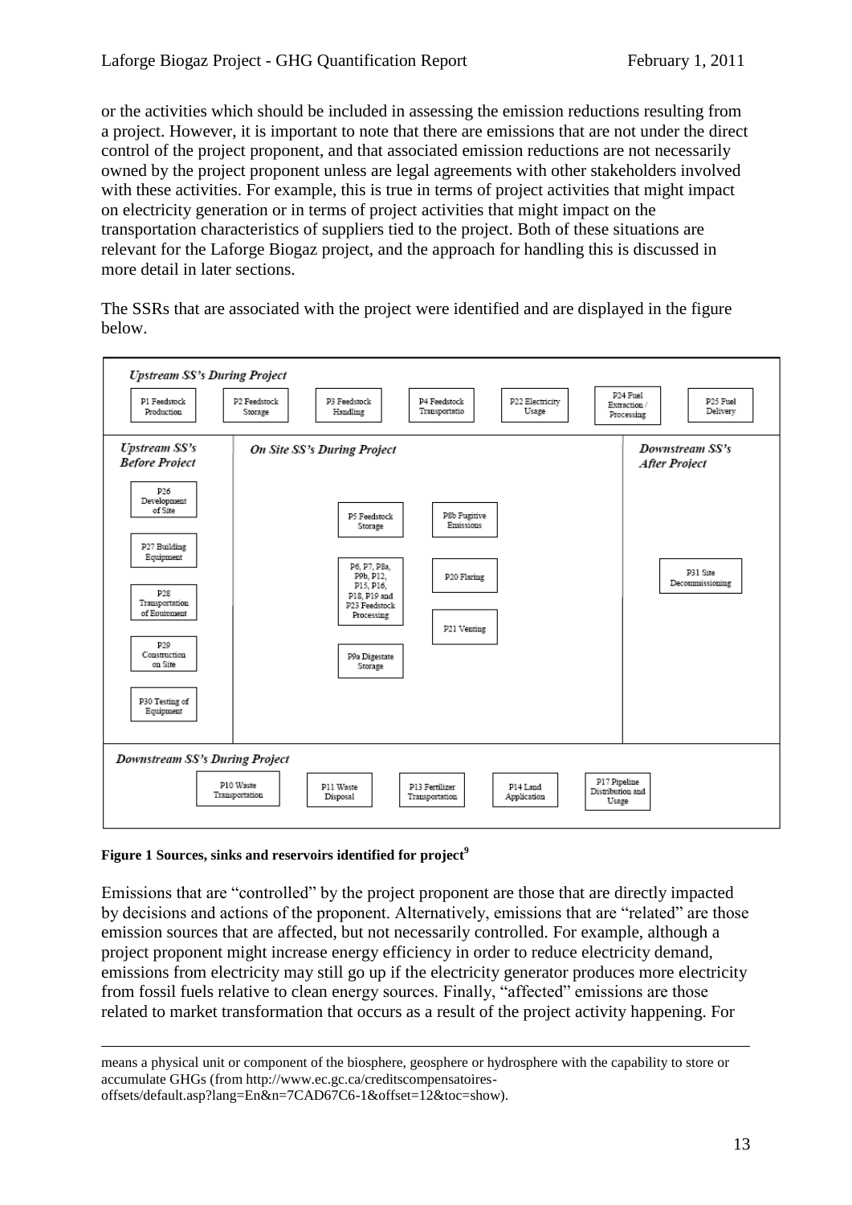or the activities which should be included in assessing the emission reductions resulting from a project. However, it is important to note that there are emissions that are not under the direct control of the project proponent, and that associated emission reductions are not necessarily owned by the project proponent unless are legal agreements with other stakeholders involved with these activities. For example, this is true in terms of project activities that might impact on electricity generation or in terms of project activities that might impact on the transportation characteristics of suppliers tied to the project. Both of these situations are relevant for the Laforge Biogaz project, and the approach for handling this is discussed in more detail in later sections.

The SSRs that are associated with the project were identified and are displayed in the figure below.

*Upstream SS's During Project*

- P1 Feedstock Production
- P2 Feedstock Storage
- P3 Feedstock Handling
- P4 Feedstock Transportatio
- P22 Electricity Usage
- P24 Fuel Extraction / Processing
- P25 Fuel Delivery

*Upstream SS's Before Project*

- P26 Development of Site
- P27 Building Equipment
- P28 Transportation of Equipment
- P29 Construction on Site
- P30 Testing of Equipment

*On Site SS's During Project*

- P5 Feedstock Storage
- P8b Fugitive Emissions
- P6, P7, P8a, P9b, P12, P15, P16, P18, P19 and P23 Feedstock Processing
- P20 Flaring
- P21 Venting
- P9a Digestate Storage

*Downstream SS's After Project*

- P31 Site Decommissioning

*Downstream SS's During Project*

- P10 Waste Transportation
- P11 Waste Disposal
- P13 Fertilizer Transportation
- P14 Land Application
- P17 Pipeline Distribution and Usage

**Figure 1 Sources, sinks and reservoirs identified for project[9]**

Emissions that are "controlled" by the project proponent are those that are directly impacted by decisions and actions of the proponent. Alternatively, emissions that are "related" are those emission sources that are affected, but not necessarily controlled. For example, although a project proponent might increase energy efficiency in order to reduce electricity demand, emissions from electricity may still go up if the electricity generator produces more electricity from fossil fuels relative to clean energy sources. Finally, "affected" emissions are those related to market transformation that occurs as a result of the project activity happening. For

---

means a physical unit or component of the biosphere, geosphere or hydrosphere with the capability to store or accumulate GHGs (from http://www.ec.gc.ca/creditscompensatoires-offsets/default.asp?lang=En&n=7CAD67C6-1&offset=12&toc=show).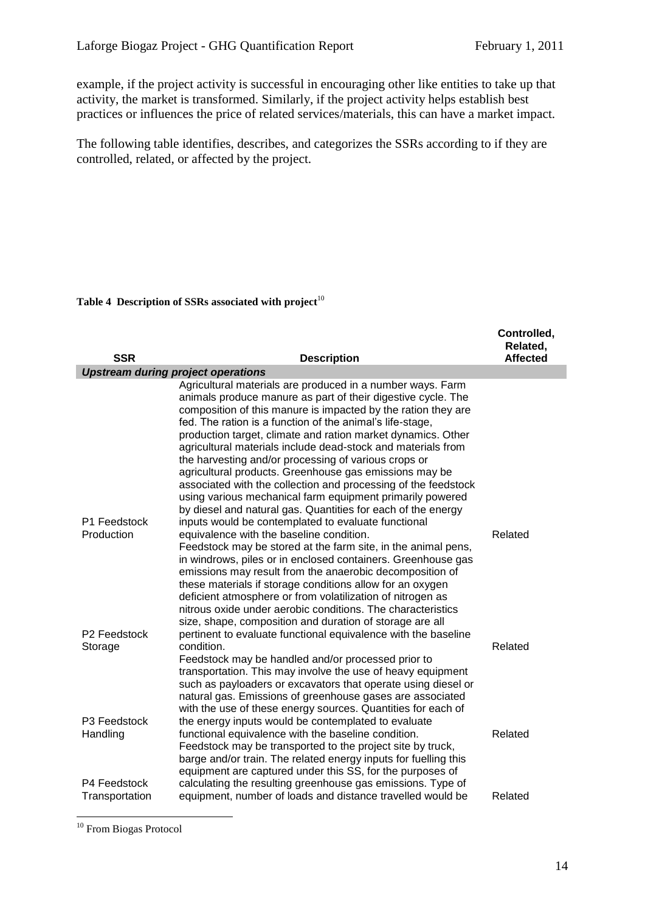example, if the project activity is successful in encouraging other like entities to take up that activity, the market is transformed. Similarly, if the project activity helps establish best practices or influences the price of related services/materials, this can have a market impact.

The following table identifies, describes, and categorizes the SSRs according to if they are controlled, related, or affected by the project.

**Table 4 Description of SSRs associated with project**[10]

| SSR | Description | Controlled, Related, Affected |
|---|---|---|
| ***Upstream during project operations*** | | |
| P1 Feedstock Production | Agricultural materials are produced in a number ways. Farm animals produce manure as part of their digestive cycle. The composition of this manure is impacted by the ration they are fed. The ration is a function of the animal's life-stage, production target, climate and ration market dynamics. Other agricultural materials include dead-stock and materials from the harvesting and/or processing of various crops or agricultural products. Greenhouse gas emissions may be associated with the collection and processing of the feedstock using various mechanical farm equipment primarily powered by diesel and natural gas. Quantities for each of the energy inputs would be contemplated to evaluate functional equivalence with the baseline condition. | Related |
| P2 Feedstock Storage | Feedstock may be stored at the farm site, in the animal pens, in windrows, piles or in enclosed containers. Greenhouse gas emissions may result from the anaerobic decomposition of these materials if storage conditions allow for an oxygen deficient atmosphere or from volatilization of nitrogen as nitrous oxide under aerobic conditions. The characteristics size, shape, composition and duration of storage are all pertinent to evaluate functional equivalence with the baseline condition. | Related |
| P3 Feedstock Handling | Feedstock may be handled and/or processed prior to transportation. This may involve the use of heavy equipment such as payloaders or excavators that operate using diesel or natural gas. Emissions of greenhouse gases are associated with the use of these energy sources. Quantities for each of the energy inputs would be contemplated to evaluate functional equivalence with the baseline condition. | Related |
| P4 Feedstock Transportation | Feedstock may be transported to the project site by truck, barge and/or train. The related energy inputs for fuelling this equipment are captured under this SS, for the purposes of calculating the resulting greenhouse gas emissions. Type of equipment, number of loads and distance travelled would be | Related |

[10] From Biogas Protocol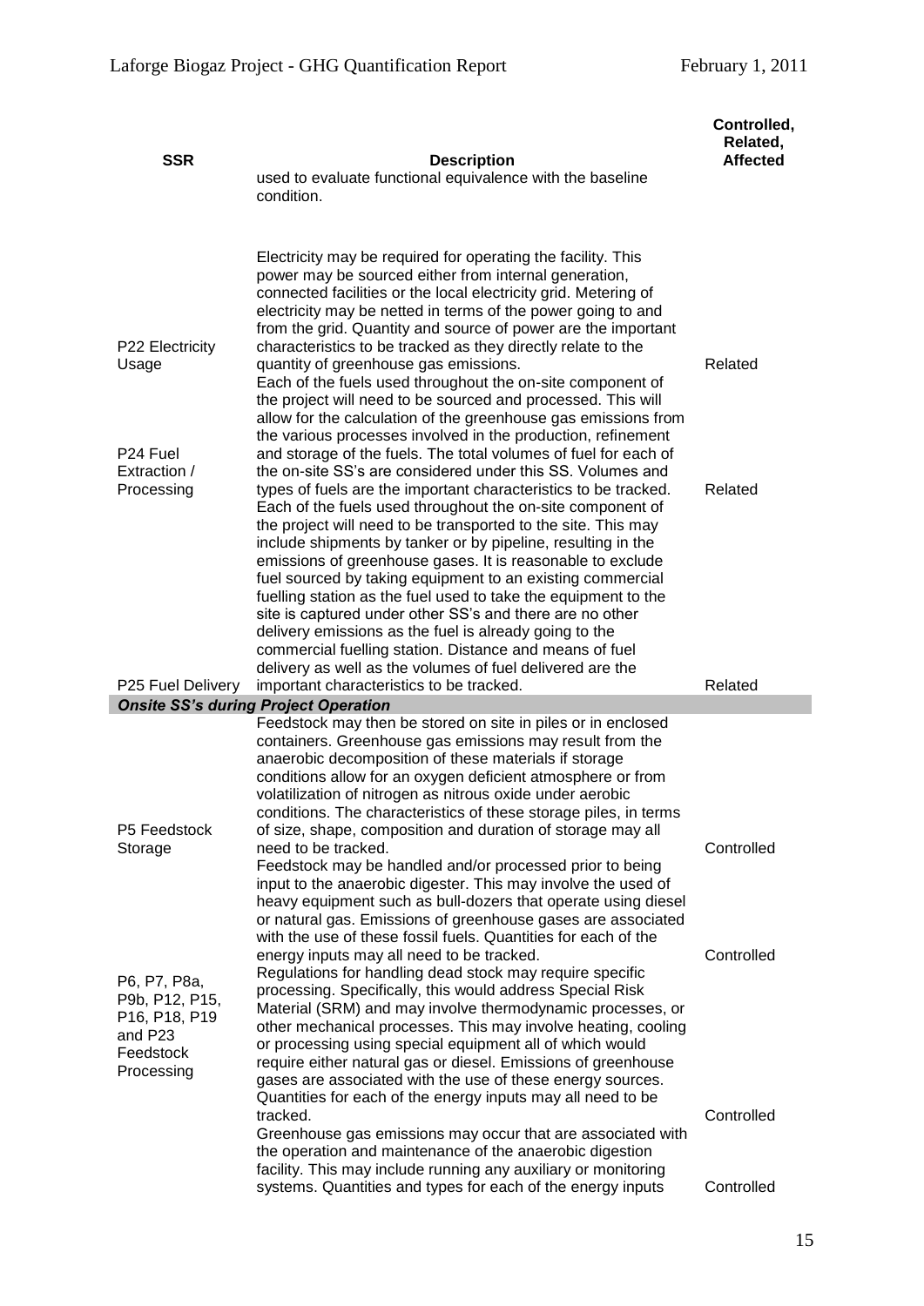| SSR | Description | Controlled, Related, Affected |
|---|---|---|
| | used to evaluate functional equivalence with the baseline condition. | |
| P22 Electricity Usage | Electricity may be required for operating the facility. This power may be sourced either from internal generation, connected facilities or the local electricity grid. Metering of electricity may be netted in terms of the power going to and from the grid. Quantity and source of power are the important characteristics to be tracked as they directly relate to the quantity of greenhouse gas emissions. | Related |
| P24 Fuel Extraction / Processing | Each of the fuels used throughout the on-site component of the project will need to be sourced and processed. This will allow for the calculation of the greenhouse gas emissions from the various processes involved in the production, refinement and storage of the fuels. The total volumes of fuel for each of the on-site SS's are considered under this SS. Volumes and types of fuels are the important characteristics to be tracked. | Related |
| P25 Fuel Delivery | Each of the fuels used throughout the on-site component of the project will need to be transported to the site. This may include shipments by tanker or by pipeline, resulting in the emissions of greenhouse gases. It is reasonable to exclude fuel sourced by taking equipment to an existing commercial fuelling station as the fuel used to take the equipment to the site is captured under other SS's and there are no other delivery emissions as the fuel is already going to the commercial fuelling station. Distance and means of fuel delivery as well as the volumes of fuel delivered are the important characteristics to be tracked. | Related |
| ***Onsite SS's during Project Operation*** | | |
| P5 Feedstock Storage | Feedstock may then be stored on site in piles or in enclosed containers. Greenhouse gas emissions may result from the anaerobic decomposition of these materials if storage conditions allow for an oxygen deficient atmosphere or from volatilization of nitrogen as nitrous oxide under aerobic conditions. The characteristics of these storage piles, in terms of size, shape, composition and duration of storage may all need to be tracked. | Controlled |
| P6, P7, P8a, P9b, P12, P15, P16, P18, P19 and P23 Feedstock Processing | Feedstock may be handled and/or processed prior to being input to the anaerobic digester. This may involve the used of heavy equipment such as bull-dozers that operate using diesel or natural gas. Emissions of greenhouse gases are associated with the use of these fossil fuels. Quantities for each of the energy inputs may all need to be tracked. | Controlled |
| | Regulations for handling dead stock may require specific processing. Specifically, this would address Special Risk Material (SRM) and may involve thermodynamic processes, or other mechanical processes. This may involve heating, cooling or processing using special equipment all of which would require either natural gas or diesel. Emissions of greenhouse gases are associated with the use of these energy sources. Quantities for each of the energy inputs may all need to be tracked. | Controlled |
| | Greenhouse gas emissions may occur that are associated with the operation and maintenance of the anaerobic digestion facility. This may include running any auxiliary or monitoring systems. Quantities and types for each of the energy inputs | Controlled |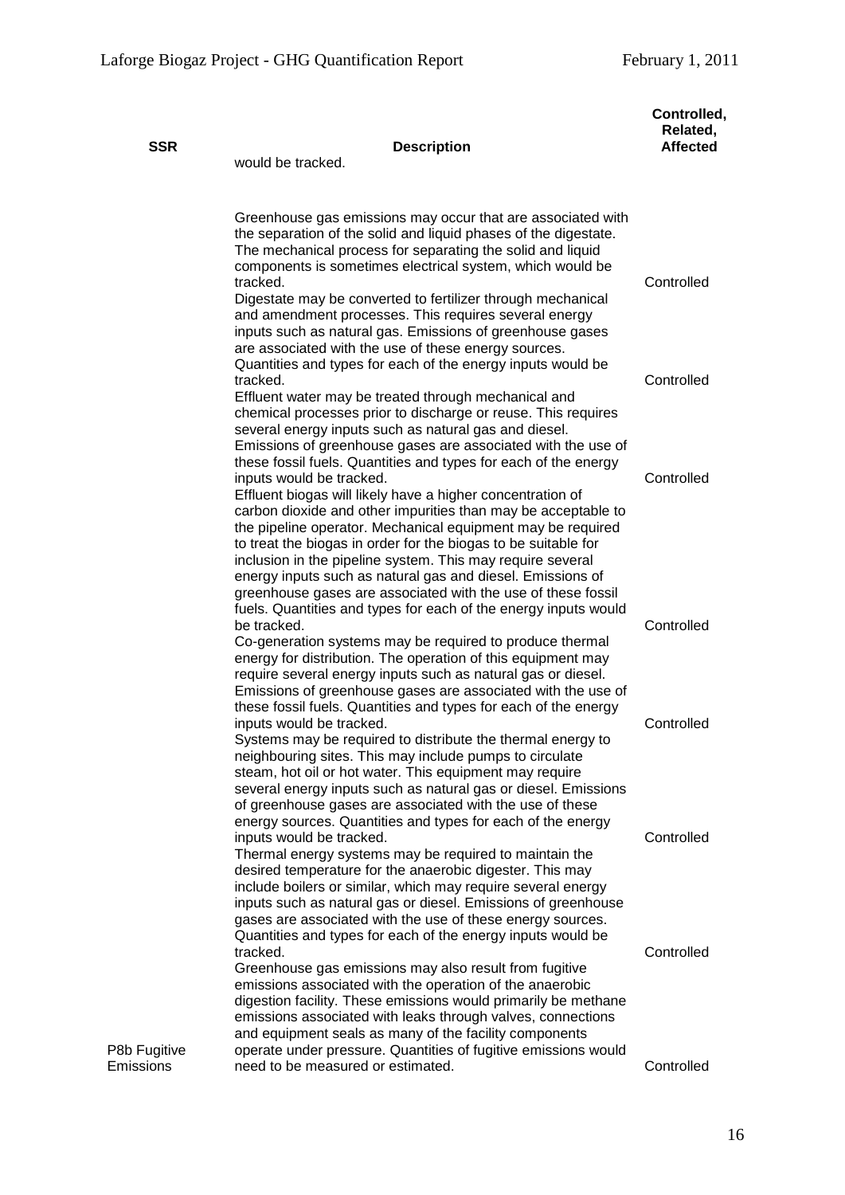| SSR | Description | Controlled, Related, Affected |
|---|---|---|
| | would be tracked. | |
| | Greenhouse gas emissions may occur that are associated with the separation of the solid and liquid phases of the digestate. The mechanical process for separating the solid and liquid components is sometimes electrical system, which would be tracked. | Controlled |
| | Digestate may be converted to fertilizer through mechanical and amendment processes. This requires several energy inputs such as natural gas. Emissions of greenhouse gases are associated with the use of these energy sources. Quantities and types for each of the energy inputs would be tracked. | Controlled |
| | Effluent water may be treated through mechanical and chemical processes prior to discharge or reuse. This requires several energy inputs such as natural gas and diesel. Emissions of greenhouse gases are associated with the use of these fossil fuels. Quantities and types for each of the energy inputs would be tracked. | Controlled |
| | Effluent biogas will likely have a higher concentration of carbon dioxide and other impurities than may be acceptable to the pipeline operator. Mechanical equipment may be required to treat the biogas in order for the biogas to be suitable for inclusion in the pipeline system. This may require several energy inputs such as natural gas and diesel. Emissions of greenhouse gases are associated with the use of these fossil fuels. Quantities and types for each of the energy inputs would be tracked. | Controlled |
| | Co-generation systems may be required to produce thermal energy for distribution. The operation of this equipment may require several energy inputs such as natural gas or diesel. Emissions of greenhouse gases are associated with the use of these fossil fuels. Quantities and types for each of the energy inputs would be tracked. | Controlled |
| | Systems may be required to distribute the thermal energy to neighbouring sites. This may include pumps to circulate steam, hot oil or hot water. This equipment may require several energy inputs such as natural gas or diesel. Emissions of greenhouse gases are associated with the use of these energy sources. Quantities and types for each of the energy inputs would be tracked. | Controlled |
| | Thermal energy systems may be required to maintain the desired temperature for the anaerobic digester. This may include boilers or similar, which may require several energy inputs such as natural gas or diesel. Emissions of greenhouse gases are associated with the use of these energy sources. Quantities and types for each of the energy inputs would be tracked. | Controlled |
| P8b Fugitive Emissions | Greenhouse gas emissions may also result from fugitive emissions associated with the operation of the anaerobic digestion facility. These emissions would primarily be methane emissions associated with leaks through valves, connections and equipment seals as many of the facility components operate under pressure. Quantities of fugitive emissions would need to be measured or estimated. | Controlled |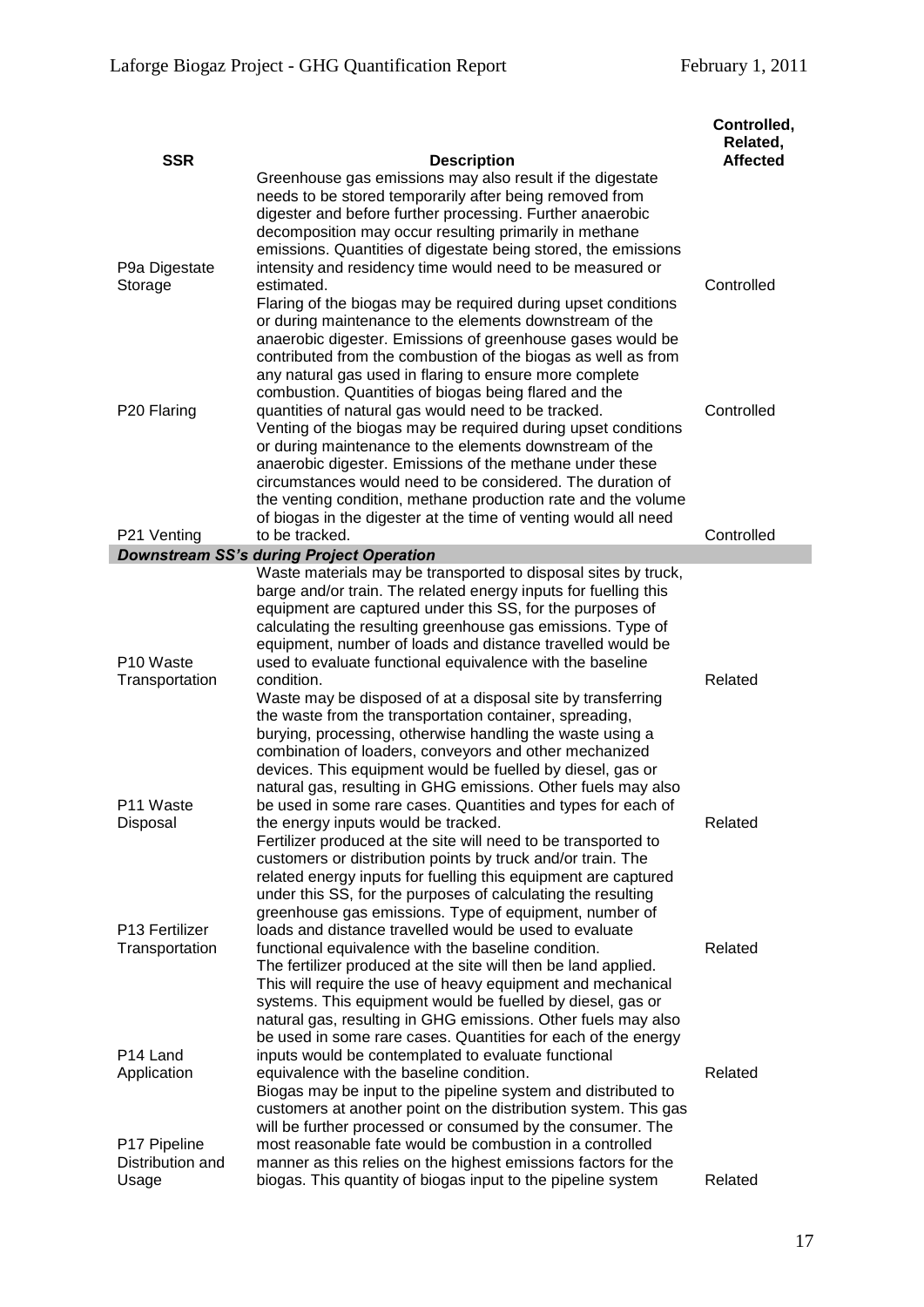| SSR | Description | Controlled, Related, Affected |
|---|---|---|
| P9a Digestate Storage | Greenhouse gas emissions may also result if the digestate needs to be stored temporarily after being removed from digester and before further processing. Further anaerobic decomposition may occur resulting primarily in methane emissions. Quantities of digestate being stored, the emissions intensity and residency time would need to be measured or estimated. | Controlled |
| P20 Flaring | Flaring of the biogas may be required during upset conditions or during maintenance to the elements downstream of the anaerobic digester. Emissions of greenhouse gases would be contributed from the combustion of the biogas as well as from any natural gas used in flaring to ensure more complete combustion. Quantities of biogas being flared and the quantities of natural gas would need to be tracked. | Controlled |
| P21 Venting | Venting of the biogas may be required during upset conditions or during maintenance to the elements downstream of the anaerobic digester. Emissions of the methane under these circumstances would need to be considered. The duration of the venting condition, methane production rate and the volume of biogas in the digester at the time of venting would all need to be tracked. | Controlled |
| ***Downstream SS's during Project Operation*** | | |
| P10 Waste Transportation | Waste materials may be transported to disposal sites by truck, barge and/or train. The related energy inputs for fuelling this equipment are captured under this SS, for the purposes of calculating the resulting greenhouse gas emissions. Type of equipment, number of loads and distance travelled would be used to evaluate functional equivalence with the baseline condition. | Related |
| P11 Waste Disposal | Waste may be disposed of at a disposal site by transferring the waste from the transportation container, spreading, burying, processing, otherwise handling the waste using a combination of loaders, conveyors and other mechanized devices. This equipment would be fuelled by diesel, gas or natural gas, resulting in GHG emissions. Other fuels may also be used in some rare cases. Quantities and types for each of the energy inputs would be tracked. | Related |
| P13 Fertilizer Transportation | Fertilizer produced at the site will need to be transported to customers or distribution points by truck and/or train. The related energy inputs for fuelling this equipment are captured under this SS, for the purposes of calculating the resulting greenhouse gas emissions. Type of equipment, number of loads and distance travelled would be used to evaluate functional equivalence with the baseline condition. | Related |
| P14 Land Application | The fertilizer produced at the site will then be land applied. This will require the use of heavy equipment and mechanical systems. This equipment would be fuelled by diesel, gas or natural gas, resulting in GHG emissions. Other fuels may also be used in some rare cases. Quantities for each of the energy inputs would be contemplated to evaluate functional equivalence with the baseline condition. | Related |
| P17 Pipeline Distribution and Usage | Biogas may be input to the pipeline system and distributed to customers at another point on the distribution system. This gas will be further processed or consumed by the consumer. The most reasonable fate would be combustion in a controlled manner as this relies on the highest emissions factors for the biogas. This quantity of biogas input to the pipeline system | Related |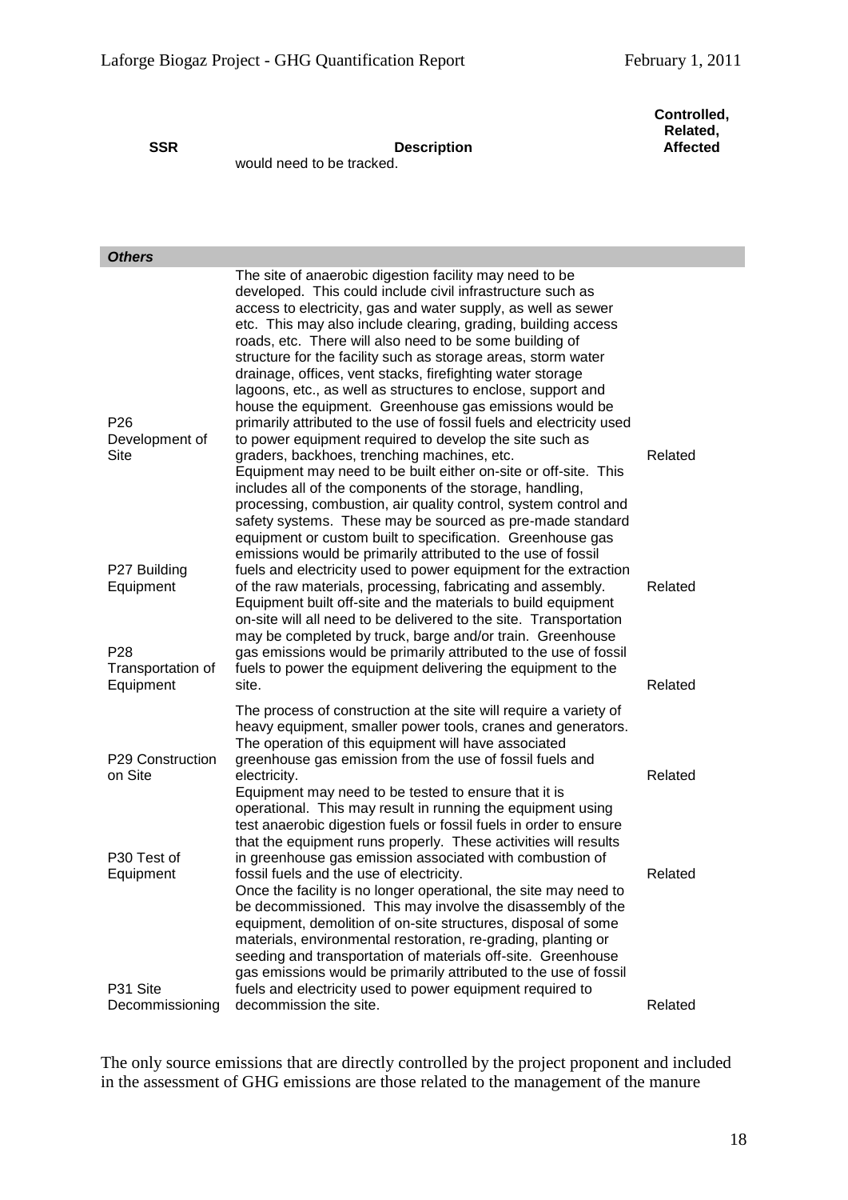| SSR | Description | Controlled, Related, Affected |
|---|---|---|
| | would need to be tracked. | |
| ***Others*** | | |
| P26 Development of Site | The site of anaerobic digestion facility may need to be developed. This could include civil infrastructure such as access to electricity, gas and water supply, as well as sewer etc. This may also include clearing, grading, building access roads, etc. There will also need to be some building of structure for the facility such as storage areas, storm water drainage, offices, vent stacks, firefighting water storage lagoons, etc., as well as structures to enclose, support and house the equipment. Greenhouse gas emissions would be primarily attributed to the use of fossil fuels and electricity used to power equipment required to develop the site such as graders, backhoes, trenching machines, etc. | Related |
| P27 Building Equipment | Equipment may need to be built either on-site or off-site. This includes all of the components of the storage, handling, processing, combustion, air quality control, system control and safety systems. These may be sourced as pre-made standard equipment or custom built to specification. Greenhouse gas emissions would be primarily attributed to the use of fossil fuels and electricity used to power equipment for the extraction of the raw materials, processing, fabricating and assembly. | Related |
| P28 Transportation of Equipment | Equipment built off-site and the materials to build equipment on-site will all need to be delivered to the site. Transportation may be completed by truck, barge and/or train. Greenhouse gas emissions would be primarily attributed to the use of fossil fuels to power the equipment delivering the equipment to the site. | Related |
| P29 Construction on Site | The process of construction at the site will require a variety of heavy equipment, smaller power tools, cranes and generators. The operation of this equipment will have associated greenhouse gas emission from the use of fossil fuels and electricity. | Related |
| P30 Test of Equipment | Equipment may need to be tested to ensure that it is operational. This may result in running the equipment using test anaerobic digestion fuels or fossil fuels in order to ensure that the equipment runs properly. These activities will results in greenhouse gas emission associated with combustion of fossil fuels and the use of electricity. | Related |
| P31 Site Decommissioning | Once the facility is no longer operational, the site may need to be decommissioned. This may involve the disassembly of the equipment, demolition of on-site structures, disposal of some materials, environmental restoration, re-grading, planting or seeding and transportation of materials off-site. Greenhouse gas emissions would be primarily attributed to the use of fossil fuels and electricity used to power equipment required to decommission the site. | Related |

The only source emissions that are directly controlled by the project proponent and included in the assessment of GHG emissions are those related to the management of the manure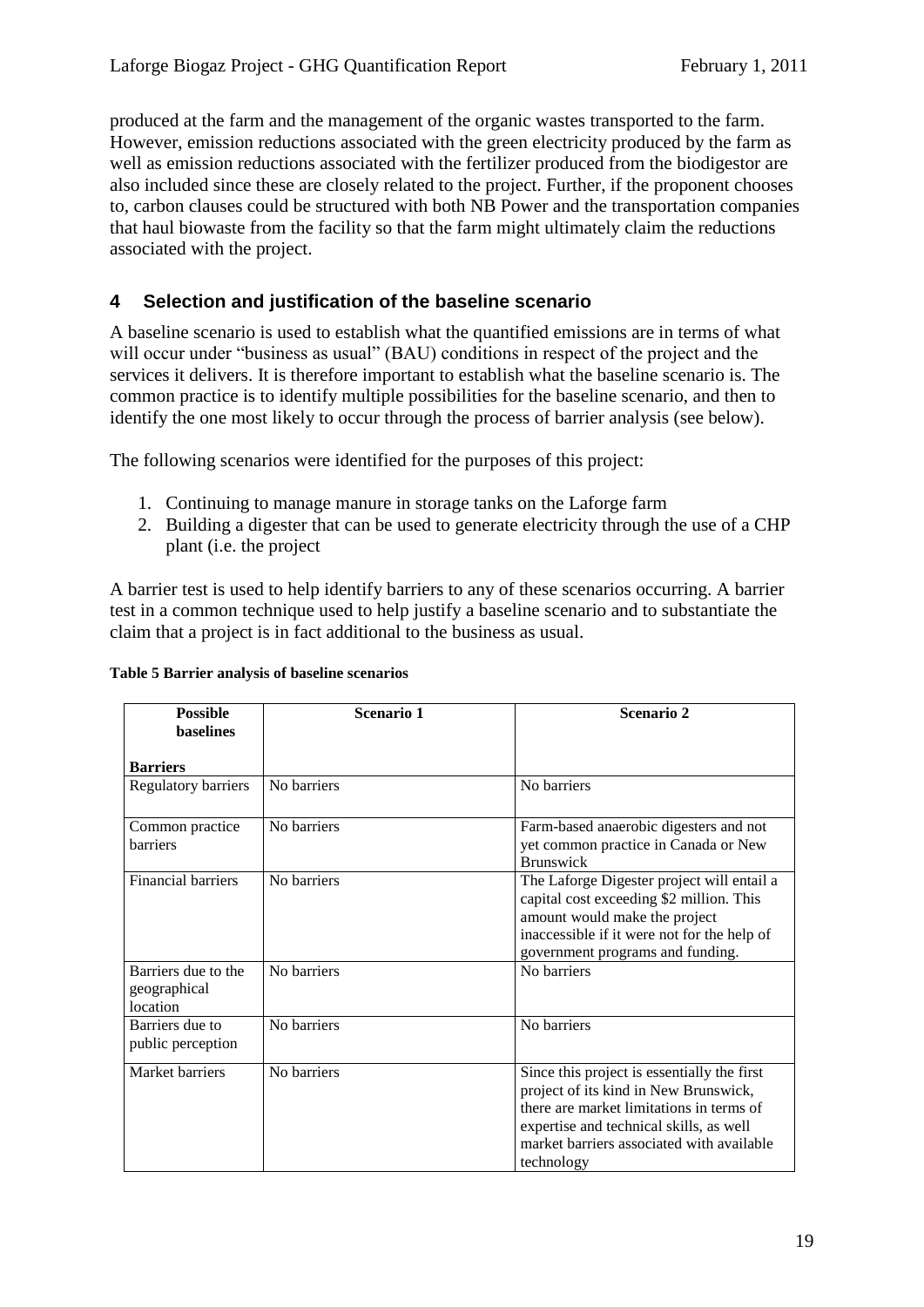produced at the farm and the management of the organic wastes transported to the farm. However, emission reductions associated with the green electricity produced by the farm as well as emission reductions associated with the fertilizer produced from the biodigestor are also included since these are closely related to the project. Further, if the proponent chooses to, carbon clauses could be structured with both NB Power and the transportation companies that haul biowaste from the facility so that the farm might ultimately claim the reductions associated with the project.

## 4 Selection and justification of the baseline scenario

A baseline scenario is used to establish what the quantified emissions are in terms of what will occur under "business as usual" (BAU) conditions in respect of the project and the services it delivers. It is therefore important to establish what the baseline scenario is. The common practice is to identify multiple possibilities for the baseline scenario, and then to identify the one most likely to occur through the process of barrier analysis (see below).

The following scenarios were identified for the purposes of this project:

1. Continuing to manage manure in storage tanks on the Laforge farm
2. Building a digester that can be used to generate electricity through the use of a CHP plant (i.e. the project

A barrier test is used to help identify barriers to any of these scenarios occurring. A barrier test in a common technique used to help justify a baseline scenario and to substantiate the claim that a project is in fact additional to the business as usual.

**Table 5 Barrier analysis of baseline scenarios**

| **Possible baselines**<br><br>**Barriers** | **Scenario 1** | **Scenario 2** |
|---|---|---|
| Regulatory barriers | No barriers | No barriers |
| Common practice barriers | No barriers | Farm-based anaerobic digesters and not yet common practice in Canada or New Brunswick |
| Financial barriers | No barriers | The Laforge Digester project will entail a capital cost exceeding $2 million. This amount would make the project inaccessible if it were not for the help of government programs and funding. |
| Barriers due to the geographical location | No barriers | No barriers |
| Barriers due to public perception | No barriers | No barriers |
| Market barriers | No barriers | Since this project is essentially the first project of its kind in New Brunswick, there are market limitations in terms of expertise and technical skills, as well market barriers associated with available technology |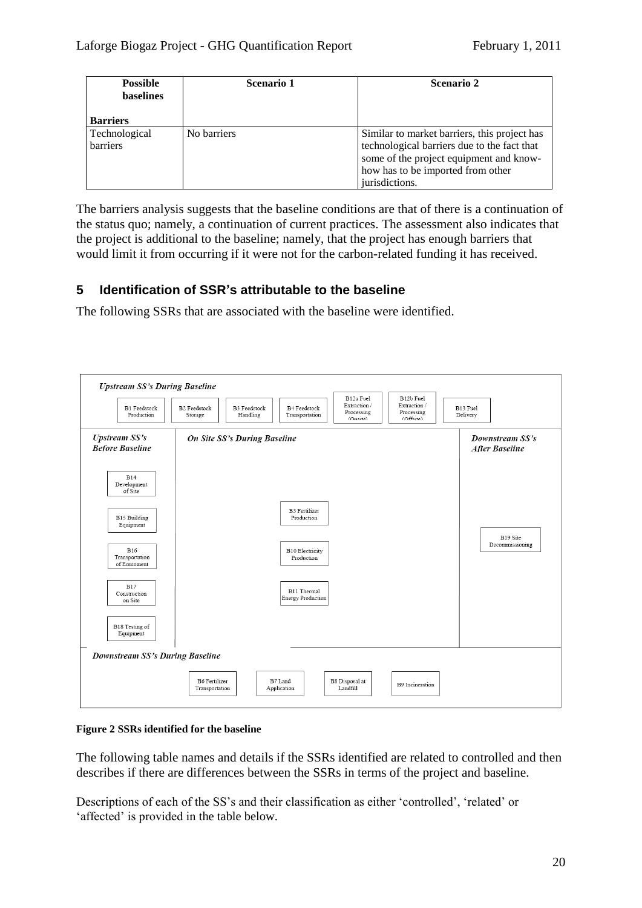| Possible baselines<br><br>Barriers | Scenario 1 | Scenario 2 |
|---|---|---|
| Technological barriers | No barriers | Similar to market barriers, this project has technological barriers due to the fact that some of the project equipment and know-how has to be imported from other jurisdictions. |

The barriers analysis suggests that the baseline conditions are that of there is a continuation of the status quo; namely, a continuation of current practices. The assessment also indicates that the project is additional to the baseline; namely, that the project has enough barriers that would limit it from occurring if it were not for the carbon-related funding it has received.

## 5 Identification of SSR's attributable to the baseline

The following SSRs that are associated with the baseline were identified.

***Upstream SS's During Baseline***

B1 Feedstock Production | B2 Feedstock Storage | B3 Feedstock Handling | B4 Feedstock Transportation | B12a Fuel Extraction / Processing (Onsite) | B12b Fuel Extraction / Processing (Offsite) | B13 Fuel Delivery

***Upstream SS's Before Baseline***

B14 Development of Site | B15 Building Equipment | B16 Transportation of Equipment | B17 Construction on Site | B18 Testing of Equipment

***On Site SS's During Baseline***

B5 Fertilizer Production | B10 Electricity Production | B11 Thermal Energy Production

***Downstream SS's After Baseline***

B19 Site Decommissioning

***Downstream SS's During Baseline***

B6 Fertilizer Transportation | B7 Land Application | B8 Disposal at Landfill | B9 Incineration

**Figure 2 SSRs identified for the baseline**

The following table names and details if the SSRs identified are related to controlled and then describes if there are differences between the SSRs in terms of the project and baseline.

Descriptions of each of the SS's and their classification as either 'controlled', 'related' or 'affected' is provided in the table below.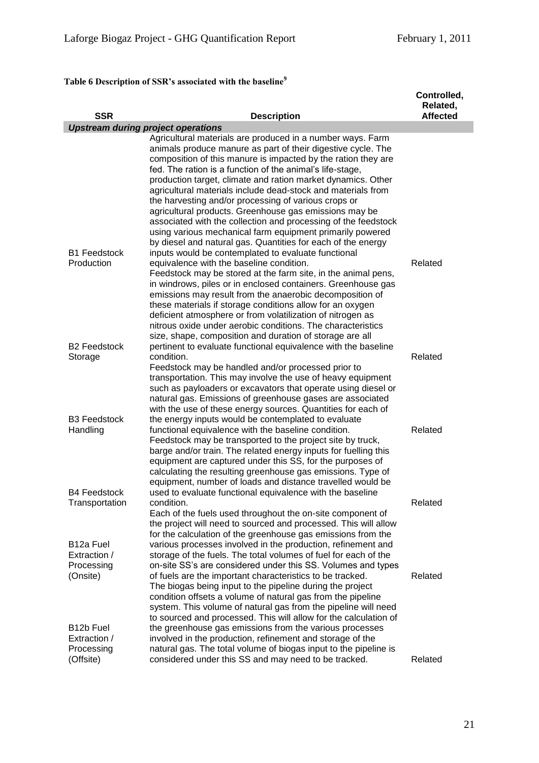**Table 6 Description of SSR's associated with the baseline**[9]

| SSR | Description | Controlled, Related, Affected |
|---|---|---|
| ***Upstream during project operations*** | | |
| B1 Feedstock Production | Agricultural materials are produced in a number ways. Farm animals produce manure as part of their digestive cycle. The composition of this manure is impacted by the ration they are fed. The ration is a function of the animal's life-stage, production target, climate and ration market dynamics. Other agricultural materials include dead-stock and materials from the harvesting and/or processing of various crops or agricultural products. Greenhouse gas emissions may be associated with the collection and processing of the feedstock using various mechanical farm equipment primarily powered by diesel and natural gas. Quantities for each of the energy inputs would be contemplated to evaluate functional equivalence with the baseline condition. | Related |
| B2 Feedstock Storage | Feedstock may be stored at the farm site, in the animal pens, in windrows, piles or in enclosed containers. Greenhouse gas emissions may result from the anaerobic decomposition of these materials if storage conditions allow for an oxygen deficient atmosphere or from volatilization of nitrogen as nitrous oxide under aerobic conditions. The characteristics size, shape, composition and duration of storage are all pertinent to evaluate functional equivalence with the baseline condition. | Related |
| B3 Feedstock Handling | Feedstock may be handled and/or processed prior to transportation. This may involve the use of heavy equipment such as payloaders or excavators that operate using diesel or natural gas. Emissions of greenhouse gases are associated with the use of these energy sources. Quantities for each of the energy inputs would be contemplated to evaluate functional equivalence with the baseline condition. | Related |
| B4 Feedstock Transportation | Feedstock may be transported to the project site by truck, barge and/or train. The related energy inputs for fuelling this equipment are captured under this SS, for the purposes of calculating the resulting greenhouse gas emissions. Type of equipment, number of loads and distance travelled would be used to evaluate functional equivalence with the baseline condition. | Related |
| B12a Fuel Extraction / Processing (Onsite) | Each of the fuels used throughout the on-site component of the project will need to sourced and processed. This will allow for the calculation of the greenhouse gas emissions from the various processes involved in the production, refinement and storage of the fuels. The total volumes of fuel for each of the on-site SS's are considered under this SS. Volumes and types of fuels are the important characteristics to be tracked. | Related |
| B12b Fuel Extraction / Processing (Offsite) | The biogas being input to the pipeline during the project condition offsets a volume of natural gas from the pipeline system. This volume of natural gas from the pipeline will need to sourced and processed. This will allow for the calculation of the greenhouse gas emissions from the various processes involved in the production, refinement and storage of the natural gas. The total volume of biogas input to the pipeline is considered under this SS and may need to be tracked. | Related |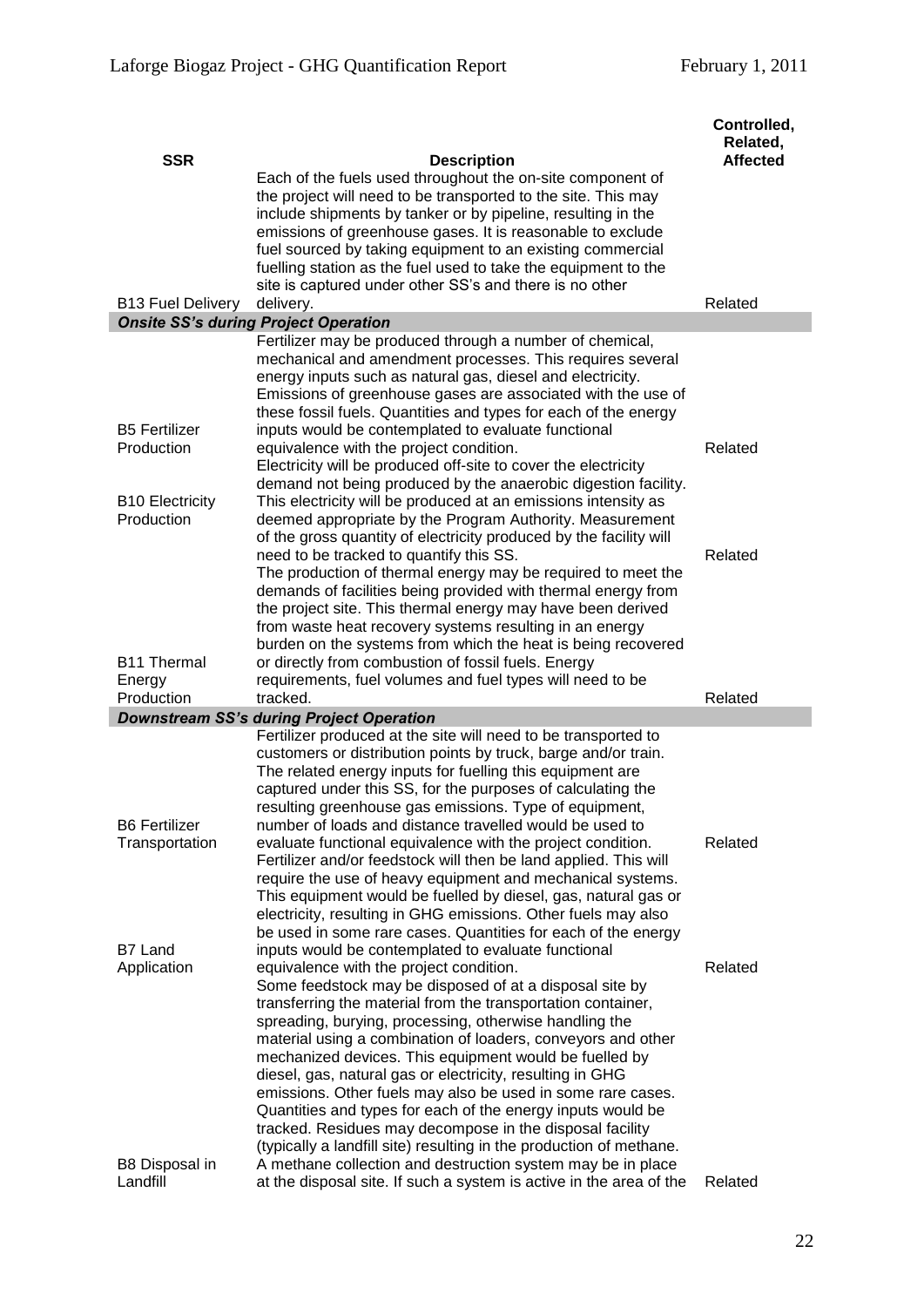| SSR | Description | Controlled, Related, Affected |
|---|---|---|
| B13 Fuel Delivery | Each of the fuels used throughout the on-site component of the project will need to be transported to the site. This may include shipments by tanker or by pipeline, resulting in the emissions of greenhouse gases. It is reasonable to exclude fuel sourced by taking equipment to an existing commercial fuelling station as the fuel used to take the equipment to the site is captured under other SS's and there is no other delivery. | Related |
| ***Onsite SS's during Project Operation*** | | |
| B5 Fertilizer Production | Fertilizer may be produced through a number of chemical, mechanical and amendment processes. This requires several energy inputs such as natural gas, diesel and electricity. Emissions of greenhouse gases are associated with the use of these fossil fuels. Quantities and types for each of the energy inputs would be contemplated to evaluate functional equivalence with the project condition. | Related |
| B10 Electricity Production | Electricity will be produced off-site to cover the electricity demand not being produced by the anaerobic digestion facility. This electricity will be produced at an emissions intensity as deemed appropriate by the Program Authority. Measurement of the gross quantity of electricity produced by the facility will need to be tracked to quantify this SS. | Related |
| B11 Thermal Energy Production | The production of thermal energy may be required to meet the demands of facilities being provided with thermal energy from the project site. This thermal energy may have been derived from waste heat recovery systems resulting in an energy burden on the systems from which the heat is being recovered or directly from combustion of fossil fuels. Energy requirements, fuel volumes and fuel types will need to be tracked. | Related |
| ***Downstream SS's during Project Operation*** | | |
| B6 Fertilizer Transportation | Fertilizer produced at the site will need to be transported to customers or distribution points by truck, barge and/or train. The related energy inputs for fuelling this equipment are captured under this SS, for the purposes of calculating the resulting greenhouse gas emissions. Type of equipment, number of loads and distance travelled would be used to evaluate functional equivalence with the project condition. | Related |
| B7 Land Application | Fertilizer and/or feedstock will then be land applied. This will require the use of heavy equipment and mechanical systems. This equipment would be fuelled by diesel, gas, natural gas or electricity, resulting in GHG emissions. Other fuels may also be used in some rare cases. Quantities for each of the energy inputs would be contemplated to evaluate functional equivalence with the project condition. | Related |
| B8 Disposal in Landfill | Some feedstock may be disposed of at a disposal site by transferring the material from the transportation container, spreading, burying, processing, otherwise handling the material using a combination of loaders, conveyors and other mechanized devices. This equipment would be fuelled by diesel, gas, natural gas or electricity, resulting in GHG emissions. Other fuels may also be used in some rare cases. Quantities and types for each of the energy inputs would be tracked. Residues may decompose in the disposal facility (typically a landfill site) resulting in the production of methane. A methane collection and destruction system may be in place at the disposal site. If such a system is active in the area of the | Related |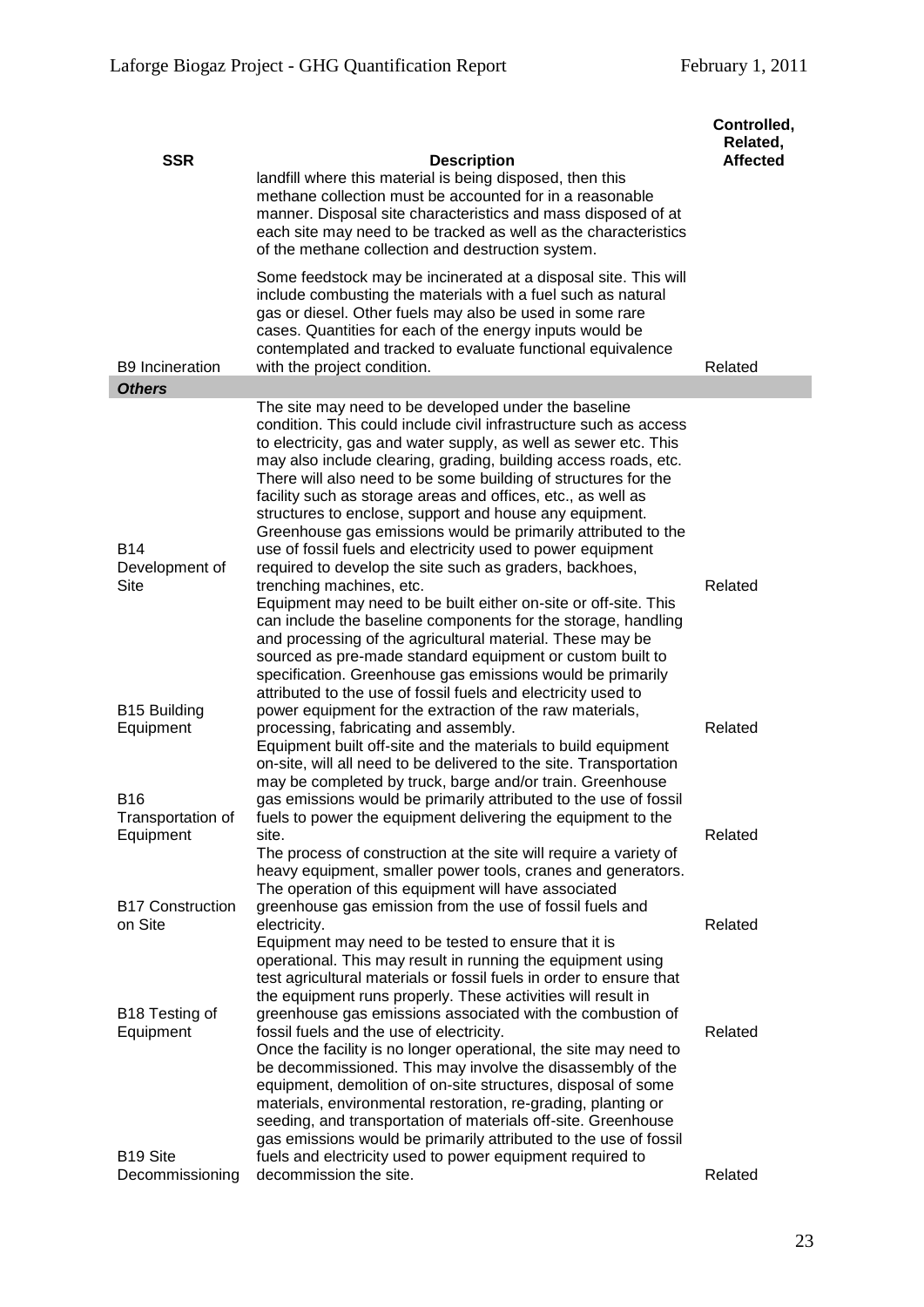| SSR | Description | Controlled, Related, Affected |
|---|---|---|
| | landfill where this material is being disposed, then this methane collection must be accounted for in a reasonable manner. Disposal site characteristics and mass disposed of at each site may need to be tracked as well as the characteristics of the methane collection and destruction system. | |
| B9 Incineration | Some feedstock may be incinerated at a disposal site. This will include combusting the materials with a fuel such as natural gas or diesel. Other fuels may also be used in some rare cases. Quantities for each of the energy inputs would be contemplated and tracked to evaluate functional equivalence with the project condition. | Related |
| ***Others*** | | |
| B14 Development of Site | The site may need to be developed under the baseline condition. This could include civil infrastructure such as access to electricity, gas and water supply, as well as sewer etc. This may also include clearing, grading, building access roads, etc. There will also need to be some building of structures for the facility such as storage areas and offices, etc., as well as structures to enclose, support and house any equipment. Greenhouse gas emissions would be primarily attributed to the use of fossil fuels and electricity used to power equipment required to develop the site such as graders, backhoes, trenching machines, etc. | Related |
| B15 Building Equipment | Equipment may need to be built either on-site or off-site. This can include the baseline components for the storage, handling and processing of the agricultural material. These may be sourced as pre-made standard equipment or custom built to specification. Greenhouse gas emissions would be primarily attributed to the use of fossil fuels and electricity used to power equipment for the extraction of the raw materials, processing, fabricating and assembly. | Related |
| B16 Transportation of Equipment | Equipment built off-site and the materials to build equipment on-site, will all need to be delivered to the site. Transportation may be completed by truck, barge and/or train. Greenhouse gas emissions would be primarily attributed to the use of fossil fuels to power the equipment delivering the equipment to the site. | Related |
| B17 Construction on Site | The process of construction at the site will require a variety of heavy equipment, smaller power tools, cranes and generators. The operation of this equipment will have associated greenhouse gas emission from the use of fossil fuels and electricity. | Related |
| B18 Testing of Equipment | Equipment may need to be tested to ensure that it is operational. This may result in running the equipment using test agricultural materials or fossil fuels in order to ensure that the equipment runs properly. These activities will result in greenhouse gas emissions associated with the combustion of fossil fuels and the use of electricity. | Related |
| B19 Site Decommissioning | Once the facility is no longer operational, the site may need to be decommissioned. This may involve the disassembly of the equipment, demolition of on-site structures, disposal of some materials, environmental restoration, re-grading, planting or seeding, and transportation of materials off-site. Greenhouse gas emissions would be primarily attributed to the use of fossil fuels and electricity used to power equipment required to decommission the site. | Related |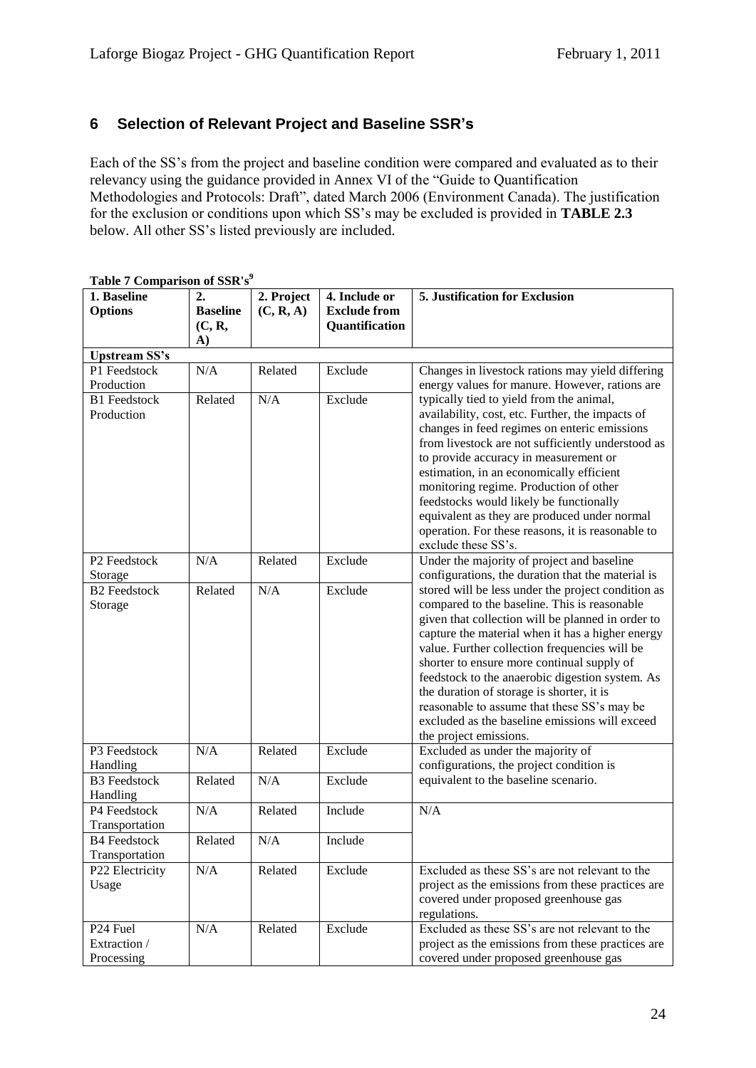## 6 Selection of Relevant Project and Baseline SSR's

Each of the SS's from the project and baseline condition were compared and evaluated as to their relevancy using the guidance provided in Annex VI of the "Guide to Quantification Methodologies and Protocols: Draft", dated March 2006 (Environment Canada). The justification for the exclusion or conditions upon which SS's may be excluded is provided in **TABLE 2.3** below. All other SS's listed previously are included.

**Table 7 Comparison of SSR's[9]**

| 1. Baseline Options | 2. Baseline (C, R, A) | 2. Project (C, R, A) | 4. Include or Exclude from Quantification | 5. Justification for Exclusion |
|---|---|---|---|---|
| **Upstream SS's** | | | | |
| P1 Feedstock Production | N/A | Related | Exclude | Changes in livestock rations may yield differing energy values for manure. However, rations are typically tied to yield from the animal, availability, cost, etc. Further, the impacts of changes in feed regimes on enteric emissions from livestock are not sufficiently understood as to provide accuracy in measurement or estimation, in an economically efficient monitoring regime. Production of other feedstocks would likely be functionally equivalent as they are produced under normal operation. For these reasons, it is reasonable to exclude these SS's. |
| B1 Feedstock Production | Related | N/A | Exclude | |
| P2 Feedstock Storage | N/A | Related | Exclude | Under the majority of project and baseline configurations, the duration that the material is stored will be less under the project condition as compared to the baseline. This is reasonable given that collection will be planned in order to capture the material when it has a higher energy value. Further collection frequencies will be shorter to ensure more continual supply of feedstock to the anaerobic digestion system. As the duration of storage is shorter, it is reasonable to assume that these SS's may be excluded as the baseline emissions will exceed the project emissions. |
| B2 Feedstock Storage | Related | N/A | Exclude | |
| P3 Feedstock Handling | N/A | Related | Exclude | Excluded as under the majority of configurations, the project condition is equivalent to the baseline scenario. |
| B3 Feedstock Handling | Related | N/A | Exclude | |
| P4 Feedstock Transportation | N/A | Related | Include | N/A |
| B4 Feedstock Transportation | Related | N/A | Include | |
| P22 Electricity Usage | N/A | Related | Exclude | Excluded as these SS's are not relevant to the project as the emissions from these practices are covered under proposed greenhouse gas regulations. |
| P24 Fuel Extraction / Processing | N/A | Related | Exclude | Excluded as these SS's are not relevant to the project as the emissions from these practices are covered under proposed greenhouse gas |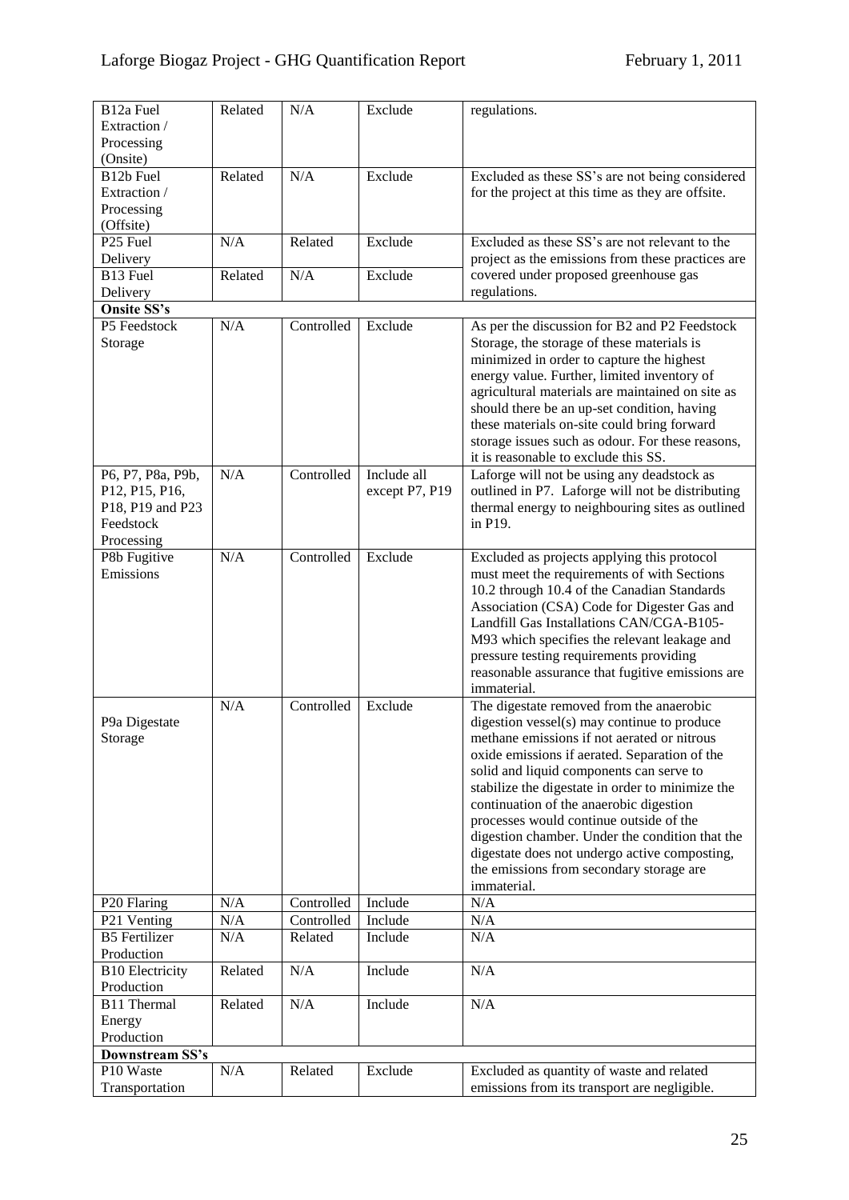| B12a Fuel Extraction / Processing (Onsite) | Related | N/A | Exclude | regulations. |
|---|---|---|---|---|
| B12b Fuel Extraction / Processing (Offsite) | Related | N/A | Exclude | Excluded as these SS's are not being considered for the project at this time as they are offsite. |
| P25 Fuel Delivery | N/A | Related | Exclude | Excluded as these SS's are not relevant to the project as the emissions from these practices are covered under proposed greenhouse gas regulations. |
| B13 Fuel Delivery | Related | N/A | Exclude | |
| **Onsite SS's** | | | | |
| P5 Feedstock Storage | N/A | Controlled | Exclude | As per the discussion for B2 and P2 Feedstock Storage, the storage of these materials is minimized in order to capture the highest energy value. Further, limited inventory of agricultural materials are maintained on site as should there be an up-set condition, having these materials on-site could bring forward storage issues such as odour. For these reasons, it is reasonable to exclude this SS. |
| P6, P7, P8a, P9b, P12, P15, P16, P18, P19 and P23 Feedstock Processing | N/A | Controlled | Include all except P7, P19 | Laforge will not be using any deadstock as outlined in P7. Laforge will not be distributing thermal energy to neighbouring sites as outlined in P19. |
| P8b Fugitive Emissions | N/A | Controlled | Exclude | Excluded as projects applying this protocol must meet the requirements of with Sections 10.2 through 10.4 of the Canadian Standards Association (CSA) Code for Digester Gas and Landfill Gas Installations CAN/CGA-B105-M93 which specifies the relevant leakage and pressure testing requirements providing reasonable assurance that fugitive emissions are immaterial. |
| P9a Digestate Storage | N/A | Controlled | Exclude | The digestate removed from the anaerobic digestion vessel(s) may continue to produce methane emissions if not aerated or nitrous oxide emissions if aerated. Separation of the solid and liquid components can serve to stabilize the digestate in order to minimize the continuation of the anaerobic digestion processes would continue outside of the digestion chamber. Under the condition that the digestate does not undergo active composting, the emissions from secondary storage are immaterial. |
| P20 Flaring | N/A | Controlled | Include | N/A |
| P21 Venting | N/A | Controlled | Include | N/A |
| B5 Fertilizer Production | N/A | Related | Include | N/A |
| B10 Electricity Production | Related | N/A | Include | N/A |
| B11 Thermal Energy Production | Related | N/A | Include | N/A |
| **Downstream SS's** | | | | |
| P10 Waste Transportation | N/A | Related | Exclude | Excluded as quantity of waste and related emissions from its transport are negligible. |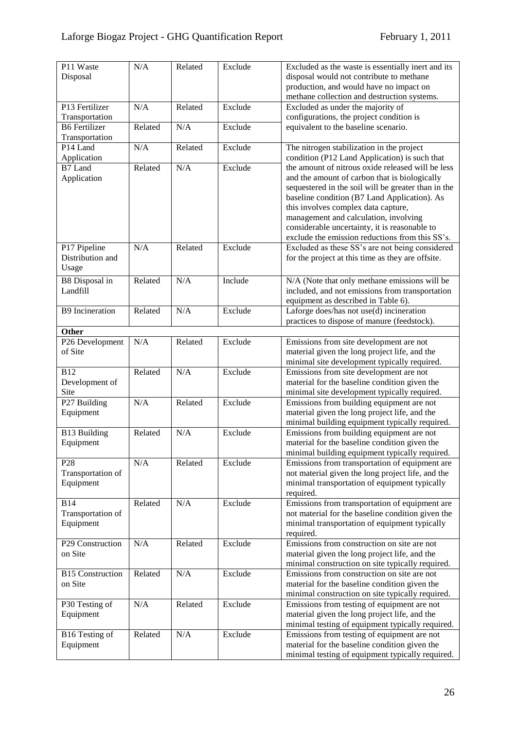| | | | | |
|---|---|---|---|---|
| P11 Waste Disposal | N/A | Related | Exclude | Excluded as the waste is essentially inert and its disposal would not contribute to methane production, and would have no impact on methane collection and destruction systems. |
| P13 Fertilizer Transportation | N/A | Related | Exclude | Excluded as under the majority of configurations, the project condition is equivalent to the baseline scenario. |
| B6 Fertilizer Transportation | Related | N/A | Exclude | |
| P14 Land Application | N/A | Related | Exclude | The nitrogen stabilization in the project condition (P12 Land Application) is such that the amount of nitrous oxide released will be less and the amount of carbon that is biologically sequestered in the soil will be greater than in the baseline condition (B7 Land Application). As this involves complex data capture, management and calculation, involving considerable uncertainty, it is reasonable to exclude the emission reductions from this SS's. |
| B7 Land Application | Related | N/A | Exclude | |
| P17 Pipeline Distribution and Usage | N/A | Related | Exclude | Excluded as these SS's are not being considered for the project at this time as they are offsite. |
| B8 Disposal in Landfill | Related | N/A | Include | N/A (Note that only methane emissions will be included, and not emissions from transportation equipment as described in Table 6). |
| B9 Incineration | Related | N/A | Exclude | Laforge does/has not use(d) incineration practices to dispose of manure (feedstock). |
| **Other** | | | | |
| P26 Development of Site | N/A | Related | Exclude | Emissions from site development are not material given the long project life, and the minimal site development typically required. |
| B12 Development of Site | Related | N/A | Exclude | Emissions from site development are not material for the baseline condition given the minimal site development typically required. |
| P27 Building Equipment | N/A | Related | Exclude | Emissions from building equipment are not material given the long project life, and the minimal building equipment typically required. |
| B13 Building Equipment | Related | N/A | Exclude | Emissions from building equipment are not material for the baseline condition given the minimal building equipment typically required. |
| P28 Transportation of Equipment | N/A | Related | Exclude | Emissions from transportation of equipment are not material given the long project life, and the minimal transportation of equipment typically required. |
| B14 Transportation of Equipment | Related | N/A | Exclude | Emissions from transportation of equipment are not material for the baseline condition given the minimal transportation of equipment typically required. |
| P29 Construction on Site | N/A | Related | Exclude | Emissions from construction on site are not material given the long project life, and the minimal construction on site typically required. |
| B15 Construction on Site | Related | N/A | Exclude | Emissions from construction on site are not material for the baseline condition given the minimal construction on site typically required. |
| P30 Testing of Equipment | N/A | Related | Exclude | Emissions from testing of equipment are not material given the long project life, and the minimal testing of equipment typically required. |
| B16 Testing of Equipment | Related | N/A | Exclude | Emissions from testing of equipment are not material for the baseline condition given the minimal testing of equipment typically required. |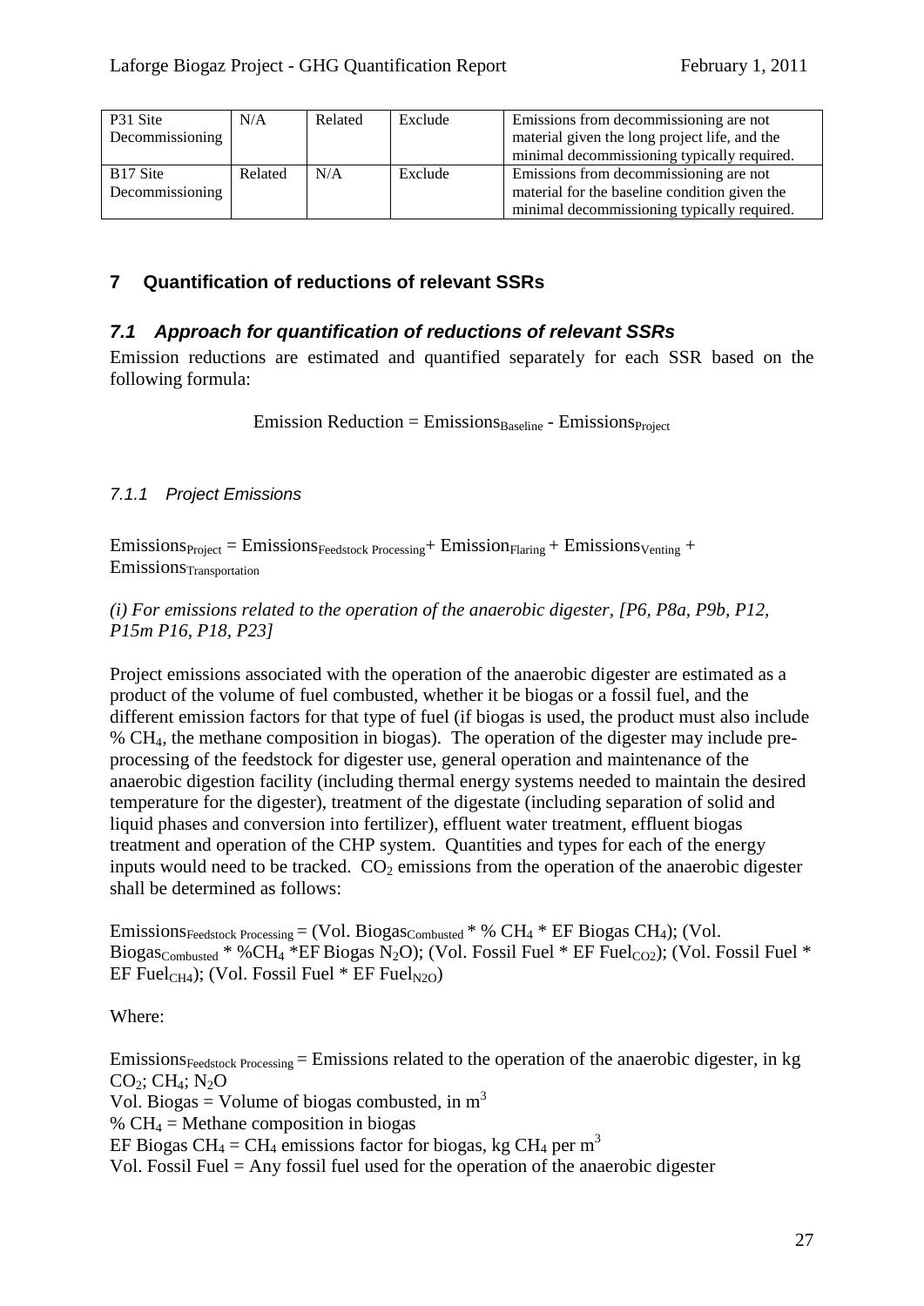| P31 Site Decommissioning | N/A | Related | Exclude | Emissions from decommissioning are not material given the long project life, and the minimal decommissioning typically required. |
| --- | --- | --- | --- | --- |
| B17 Site Decommissioning | Related | N/A | Exclude | Emissions from decommissioning are not material for the baseline condition given the minimal decommissioning typically required. |

## 7 Quantification of reductions of relevant SSRs

### *7.1 Approach for quantification of reductions of relevant SSRs*

Emission reductions are estimated and quantified separately for each SSR based on the following formula:

$$\text{Emission Reduction} = \text{Emissions}_{\text{Baseline}} - \text{Emissions}_{\text{Project}}$$

#### *7.1.1 Project Emissions*

$\text{Emissions}_{\text{Project}} = \text{Emissions}_{\text{Feedstock Processing}} + \text{Emission}_{\text{Flaring}} + \text{Emissions}_{\text{Venting}} + \text{Emissions}_{\text{Transportation}}$

*(i) For emissions related to the operation of the anaerobic digester, [P6, P8a, P9b, P12, P15m P16, P18, P23]*

Project emissions associated with the operation of the anaerobic digester are estimated as a product of the volume of fuel combusted, whether it be biogas or a fossil fuel, and the different emission factors for that type of fuel (if biogas is used, the product must also include % $CH_4$, the methane composition in biogas). The operation of the digester may include pre-processing of the feedstock for digester use, general operation and maintenance of the anaerobic digestion facility (including thermal energy systems needed to maintain the desired temperature for the digester), treatment of the digestate (including separation of solid and liquid phases and conversion into fertilizer), effluent water treatment, effluent biogas treatment and operation of the CHP system. Quantities and types for each of the energy inputs would need to be tracked. $CO_2$ emissions from the operation of the anaerobic digester shall be determined as follows:

$\text{Emissions}_{\text{Feedstock Processing}}$ = (Vol. $\text{Biogas}_{\text{Combusted}}$ * % $CH_4$ * EF Biogas $CH_4$); (Vol. $\text{Biogas}_{\text{Combusted}}$ * %$CH_4$ *EF Biogas $N_2O$); (Vol. Fossil Fuel * EF $\text{Fuel}_{CO2}$); (Vol. Fossil Fuel * EF $\text{Fuel}_{CH4}$); (Vol. Fossil Fuel * EF $\text{Fuel}_{N2O}$)

Where:

$\text{Emissions}_{\text{Feedstock Processing}}$ = Emissions related to the operation of the anaerobic digester, in kg $CO_2$; $CH_4$; $N_2O$

Vol. Biogas = Volume of biogas combusted, in $m^3$

% $CH_4$ = Methane composition in biogas

EF Biogas $CH_4$ = $CH_4$ emissions factor for biogas, kg $CH_4$ per $m^3$

Vol. Fossil Fuel = Any fossil fuel used for the operation of the anaerobic digester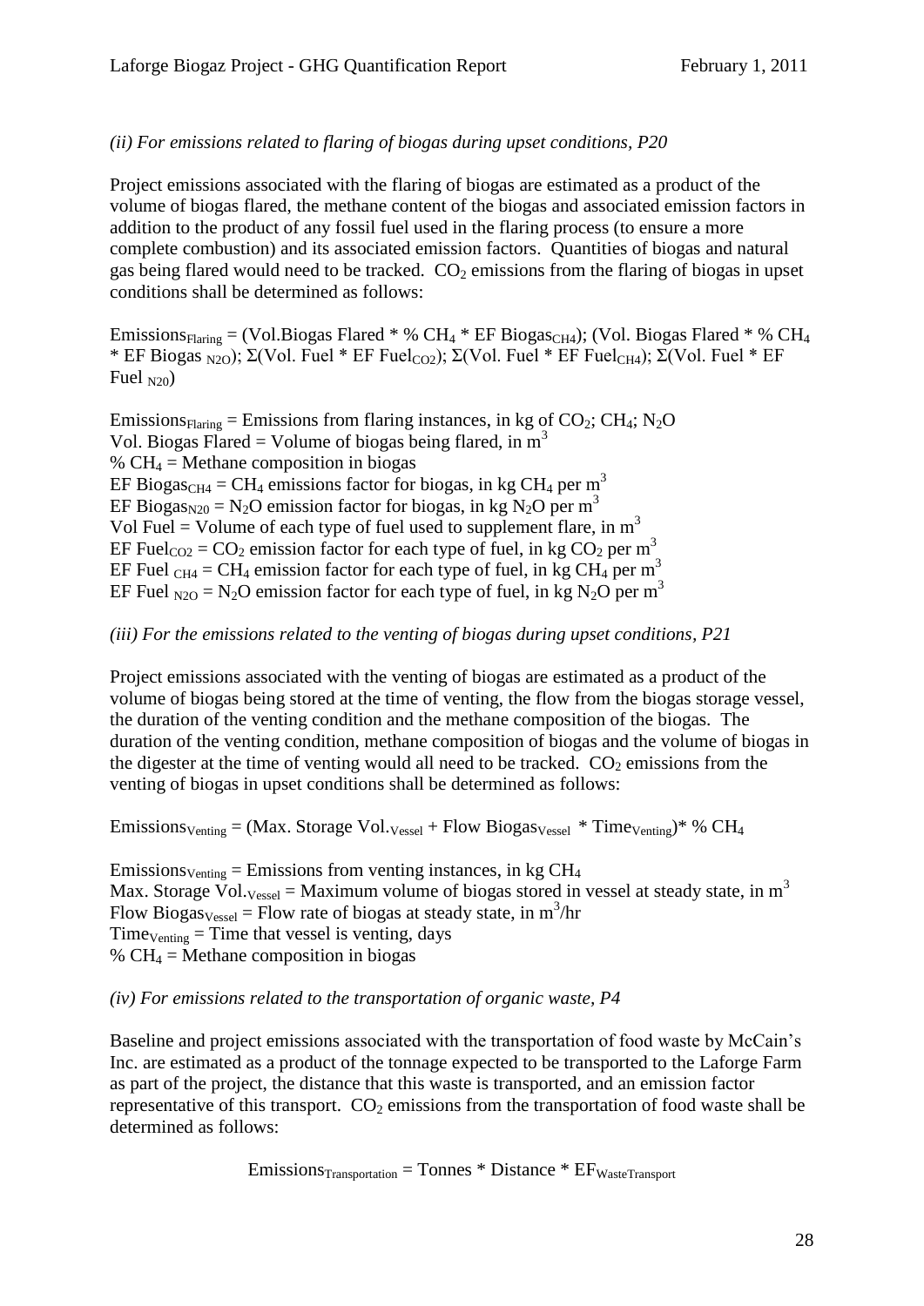*(ii) For emissions related to flaring of biogas during upset conditions, P20*

Project emissions associated with the flaring of biogas are estimated as a product of the volume of biogas flared, the methane content of the biogas and associated emission factors in addition to the product of any fossil fuel used in the flaring process (to ensure a more complete combustion) and its associated emission factors. Quantities of biogas and natural gas being flared would need to be tracked. $CO_2$ emissions from the flaring of biogas in upset conditions shall be determined as follows:

$Emissions_{Flaring}$ = (Vol.Biogas Flared * % $CH_4$ * EF $Biogas_{CH4}$); (Vol. Biogas Flared * % $CH_4$ * EF Biogas $_{N2O}$); Σ(Vol. Fuel * EF $Fuel_{CO2}$); Σ(Vol. Fuel * EF $Fuel_{CH4}$); Σ(Vol. Fuel * EF Fuel $_{N20}$)

$Emissions_{Flaring}$ = Emissions from flaring instances, in kg of $CO_2$; $CH_4$; $N_2O$
Vol. Biogas Flared = Volume of biogas being flared, in $m^3$
% $CH_4$ = Methane composition in biogas
EF $Biogas_{CH4}$ = $CH_4$ emissions factor for biogas, in kg $CH_4$ per $m^3$
EF $Biogas_{N20}$ = $N_2O$ emission factor for biogas, in kg $N_2O$ per $m^3$
Vol Fuel = Volume of each type of fuel used to supplement flare, in $m^3$
EF $Fuel_{CO2}$ = $CO_2$ emission factor for each type of fuel, in kg $CO_2$ per $m^3$
EF Fuel $_{CH4}$ = $CH_4$ emission factor for each type of fuel, in kg $CH_4$ per $m^3$
EF Fuel $_{N2O}$ = $N_2O$ emission factor for each type of fuel, in kg $N_2O$ per $m^3$

*(iii) For the emissions related to the venting of biogas during upset conditions, P21*

Project emissions associated with the venting of biogas are estimated as a product of the volume of biogas being stored at the time of venting, the flow from the biogas storage vessel, the duration of the venting condition and the methane composition of the biogas. The duration of the venting condition, methane composition of biogas and the volume of biogas in the digester at the time of venting would all need to be tracked. $CO_2$ emissions from the venting of biogas in upset conditions shall be determined as follows:

$Emissions_{Venting}$ = (Max. Storage $Vol._{Vessel}$ + Flow $Biogas_{Vessel}$ * $Time_{Venting}$)* % $CH_4$

$Emissions_{Venting}$ = Emissions from venting instances, in kg $CH_4$
Max. Storage $Vol._{Vessel}$ = Maximum volume of biogas stored in vessel at steady state, in $m^3$
Flow $Biogas_{Vessel}$ = Flow rate of biogas at steady state, in $m^3$/hr
$Time_{Venting}$ = Time that vessel is venting, days
% $CH_4$ = Methane composition in biogas

*(iv) For emissions related to the transportation of organic waste, P4*

Baseline and project emissions associated with the transportation of food waste by McCain's Inc. are estimated as a product of the tonnage expected to be transported to the Laforge Farm as part of the project, the distance that this waste is transported, and an emission factor representative of this transport. $CO_2$ emissions from the transportation of food waste shall be determined as follows:

$$Emissions_{Transportation} = Tonnes * Distance * EF_{WasteTransport}$$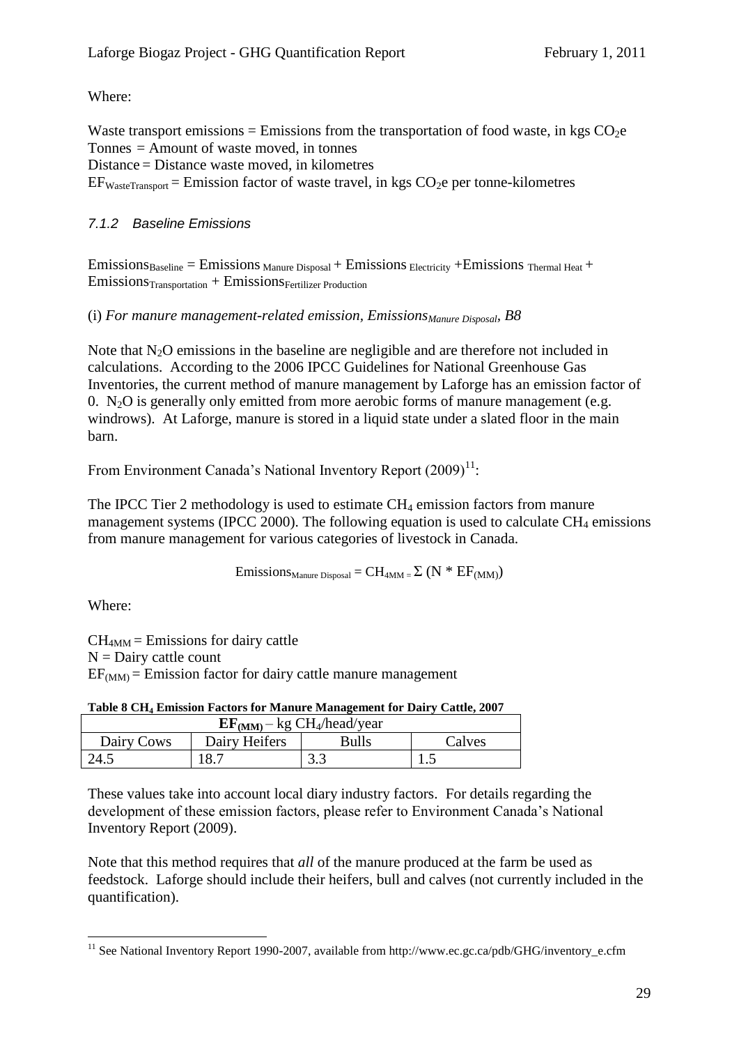Where:

Waste transport emissions = Emissions from the transportation of food waste, in kgs $CO_2e$
Tonnes = Amount of waste moved, in tonnes
Distance = Distance waste moved, in kilometres
$EF_{WasteTransport}$ = Emission factor of waste travel, in kgs $CO_2e$ per tonne-kilometres

### *7.1.2 Baseline Emissions*

$Emissions_{Baseline} = Emissions_{Manure\ Disposal} + Emissions_{Electricity} + Emissions_{Thermal\ Heat} + Emissions_{Transportation} + Emissions_{Fertilizer\ Production}$

(i) *For manure management-related emission, $Emissions_{Manure\ Disposal}$, B8*

Note that $N_2O$ emissions in the baseline are negligible and are therefore not included in calculations. According to the 2006 IPCC Guidelines for National Greenhouse Gas Inventories, the current method of manure management by Laforge has an emission factor of 0. $N_2O$ is generally only emitted from more aerobic forms of manure management (e.g. windrows). At Laforge, manure is stored in a liquid state under a slated floor in the main barn.

From Environment Canada's National Inventory Report (2009)[11]:

The IPCC Tier 2 methodology is used to estimate $CH_4$ emission factors from manure management systems (IPCC 2000). The following equation is used to calculate $CH_4$ emissions from manure management for various categories of livestock in Canada.

$$Emissions_{Manure\ Disposal} = CH_{4MM} = \Sigma\ (N * EF_{(MM)})$$

Where:

$CH_{4MM}$ = Emissions for dairy cattle
N = Dairy cattle count
$EF_{(MM)}$ = Emission factor for dairy cattle manure management

**Table 8 $CH_4$ Emission Factors for Manure Management for Dairy Cattle, 2007**

| $EF_{(MM)}$ – kg $CH_4$/head/year | | | |
|---|---|---|---|
| Dairy Cows | Dairy Heifers | Bulls | Calves |
| 24.5 | 18.7 | 3.3 | 1.5 |

These values take into account local diary industry factors. For details regarding the development of these emission factors, please refer to Environment Canada's National Inventory Report (2009).

Note that this method requires that *all* of the manure produced at the farm be used as feedstock. Laforge should include their heifers, bull and calves (not currently included in the quantification).

[11] See National Inventory Report 1990-2007, available from http://www.ec.gc.ca/pdb/GHG/inventory_e.cfm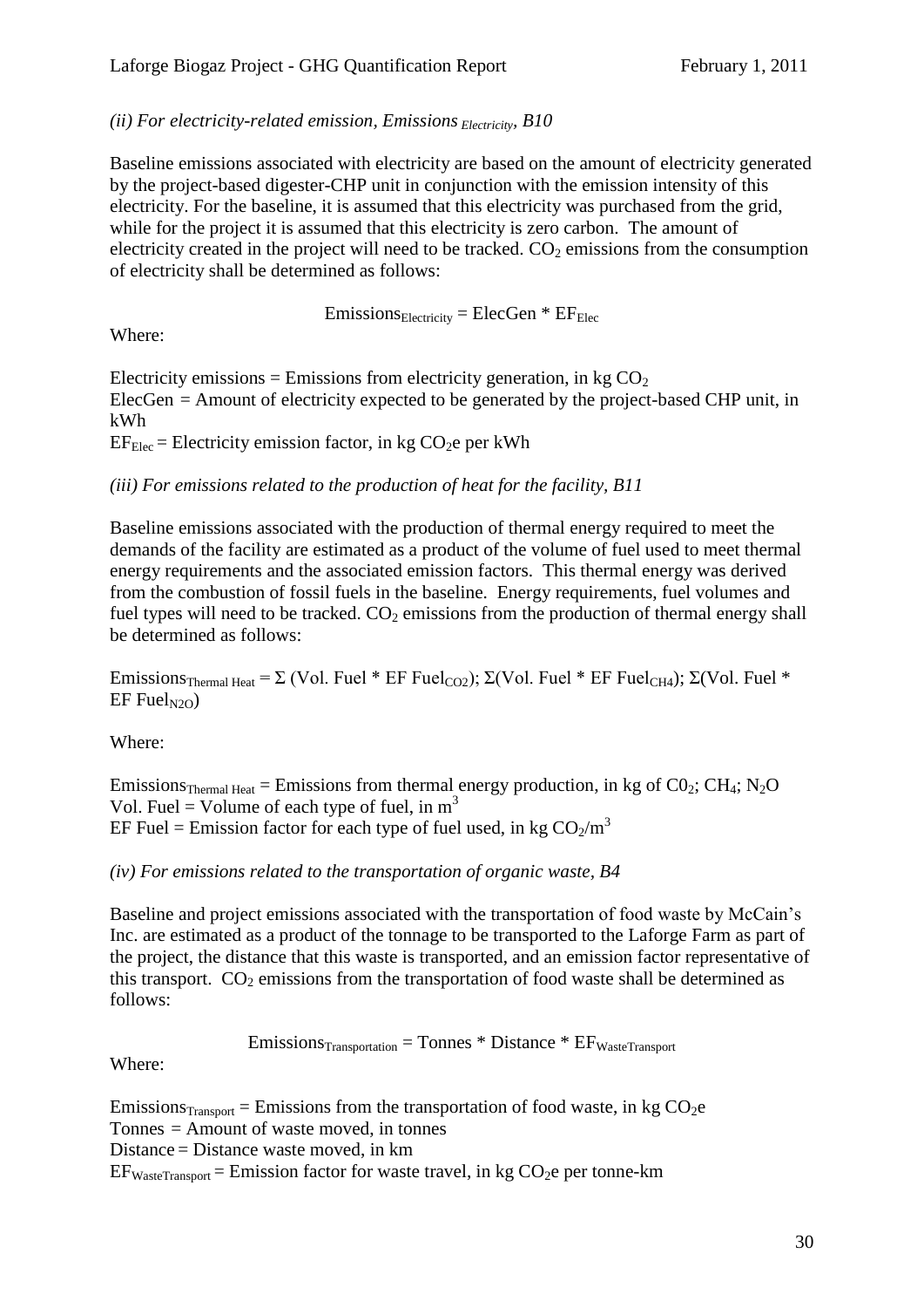*(ii) For electricity-related emission, Emissions $_{Electricity}$, B10*

Baseline emissions associated with electricity are based on the amount of electricity generated by the project-based digester-CHP unit in conjunction with the emission intensity of this electricity. For the baseline, it is assumed that this electricity was purchased from the grid, while for the project it is assumed that this electricity is zero carbon. The amount of electricity created in the project will need to be tracked. $CO_2$ emissions from the consumption of electricity shall be determined as follows:

$$\text{Emissions}_{\text{Electricity}} = \text{ElecGen} * \text{EF}_{\text{Elec}}$$

Where:

Electricity emissions = Emissions from electricity generation, in kg $CO_2$
ElecGen = Amount of electricity expected to be generated by the project-based CHP unit, in kWh
$EF_{Elec}$ = Electricity emission factor, in kg $CO_2$e per kWh

*(iii) For emissions related to the production of heat for the facility, B11*

Baseline emissions associated with the production of thermal energy required to meet the demands of the facility are estimated as a product of the volume of fuel used to meet thermal energy requirements and the associated emission factors. This thermal energy was derived from the combustion of fossil fuels in the baseline. Energy requirements, fuel volumes and fuel types will need to be tracked. $CO_2$ emissions from the production of thermal energy shall be determined as follows:

$\text{Emissions}_{\text{Thermal Heat}} = \Sigma$ (Vol. Fuel * EF $\text{Fuel}_{CO2}$); $\Sigma$(Vol. Fuel * EF $\text{Fuel}_{CH4}$); $\Sigma$(Vol. Fuel * EF $\text{Fuel}_{N2O}$)

Where:

$\text{Emissions}_{\text{Thermal Heat}}$ = Emissions from thermal energy production, in kg of $C0_2$; $CH_4$; $N_2O$
Vol. Fuel = Volume of each type of fuel, in $m^3$
EF Fuel = Emission factor for each type of fuel used, in kg $CO_2/m^3$

*(iv) For emissions related to the transportation of organic waste, B4*

Baseline and project emissions associated with the transportation of food waste by McCain's Inc. are estimated as a product of the tonnage to be transported to the Laforge Farm as part of the project, the distance that this waste is transported, and an emission factor representative of this transport. $CO_2$ emissions from the transportation of food waste shall be determined as follows:

$$\text{Emissions}_{\text{Transportation}} = \text{Tonnes} * \text{Distance} * \text{EF}_{\text{WasteTransport}}$$

Where:

$\text{Emissions}_{\text{Transport}}$ = Emissions from the transportation of food waste, in kg $CO_2$e
Tonnes = Amount of waste moved, in tonnes
Distance = Distance waste moved, in km
$EF_{WasteTransport}$ = Emission factor for waste travel, in kg $CO_2$e per tonne-km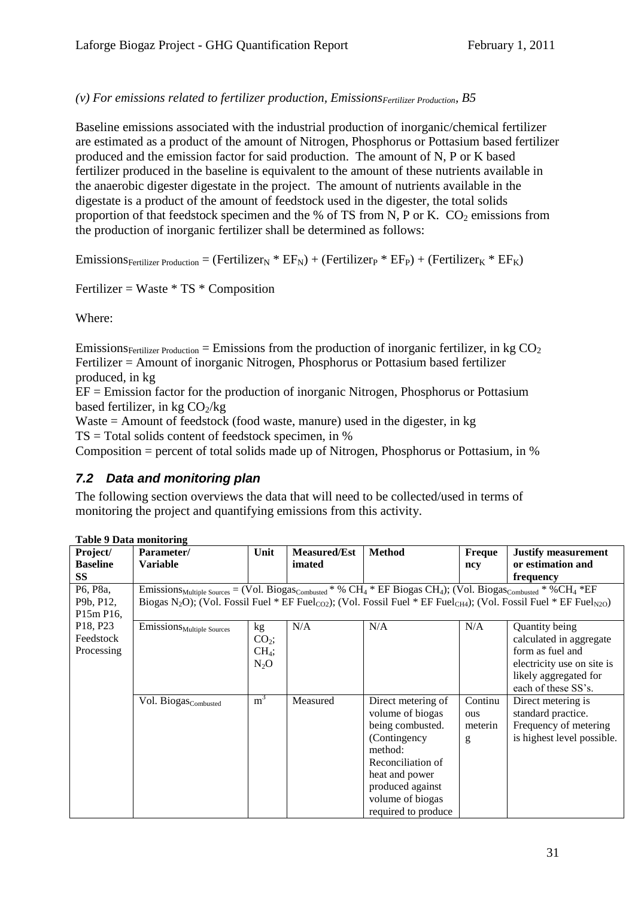*(v) For emissions related to fertilizer production, $Emissions_{Fertilizer\ Production}$, B5*

Baseline emissions associated with the industrial production of inorganic/chemical fertilizer are estimated as a product of the amount of Nitrogen, Phosphorus or Pottasium based fertilizer produced and the emission factor for said production. The amount of N, P or K based fertilizer produced in the baseline is equivalent to the amount of these nutrients available in the anaerobic digester digestate in the project. The amount of nutrients available in the digestate is a product of the amount of feedstock used in the digester, the total solids proportion of that feedstock specimen and the % of TS from N, P or K. $CO_2$ emissions from the production of inorganic fertilizer shall be determined as follows:

$$Emissions_{Fertilizer\ Production} = (Fertilizer_N * EF_N) + (Fertilizer_P * EF_P) + (Fertilizer_K * EF_K)$$

$$Fertilizer = Waste * TS * Composition$$

Where:

$Emissions_{Fertilizer\ Production}$ = Emissions from the production of inorganic fertilizer, in kg $CO_2$
Fertilizer = Amount of inorganic Nitrogen, Phosphorus or Pottasium based fertilizer produced, in kg
EF = Emission factor for the production of inorganic Nitrogen, Phosphorus or Pottasium based fertilizer, in kg $CO_2$/kg
Waste = Amount of feedstock (food waste, manure) used in the digester, in kg
TS = Total solids content of feedstock specimen, in %
Composition = percent of total solids made up of Nitrogen, Phosphorus or Pottasium, in %

## 7.2 Data and monitoring plan

The following section overviews the data that will need to be collected/used in terms of monitoring the project and quantifying emissions from this activity.

**Table 9 Data monitoring**

| Project/ Baseline SS | Parameter/ Variable | Unit | Measured/Estimated | Method | Frequency | Justify measurement or estimation and frequency |
|---|---|---|---|---|---|---|
| P6, P8a, P9b, P12, P15m P16, P18, P23 Feedstock Processing | $Emissions_{Multiple\ Sources}$ = (Vol. $Biogas_{Combusted}$ * % $CH_4$ * EF Biogas $CH_4$); (Vol. $Biogas_{Combusted}$ * %$CH_4$ *EF Biogas $N_2O$); (Vol. Fossil Fuel * EF $Fuel_{CO2}$); (Vol. Fossil Fuel * EF $Fuel_{CH4}$); (Vol. Fossil Fuel * EF $Fuel_{N2O}$) | | | | | |
| | $Emissions_{Multiple\ Sources}$ | kg $CO_2$; $CH_4$; $N_2O$ | N/A | N/A | N/A | Quantity being calculated in aggregate form as fuel and electricity use on site is likely aggregated for each of these SS's. |
| | Vol. $Biogas_{Combusted}$ | $m^3$ | Measured | Direct metering of volume of biogas being combusted. (Contingency method: Reconciliation of heat and power produced against volume of biogas required to produce | Continuous metering | Direct metering is standard practice. Frequency of metering is highest level possible. |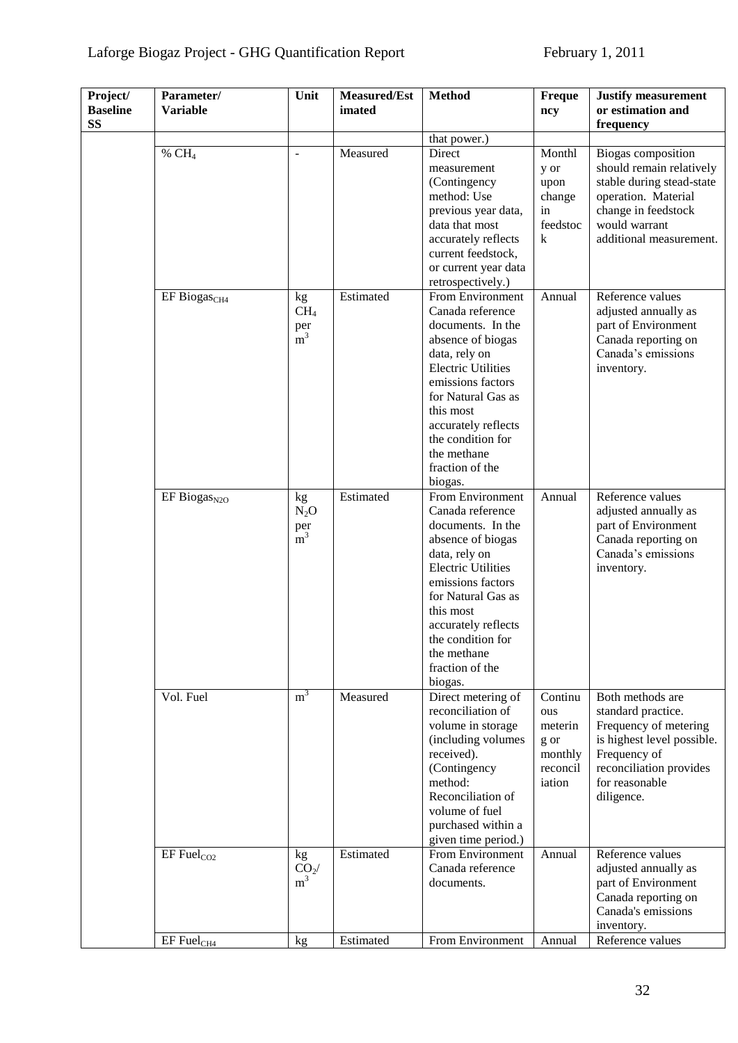| Project/ Baseline SS | Parameter/ Variable | Unit | Measured/Estimated | Method | Frequency | Justify measurement or estimation and frequency |
|---|---|---|---|---|---|---|
| | | | | that power.) | | |
| | % $CH_4$ | - | Measured | Direct measurement (Contingency method: Use previous year data, data that most accurately reflects current feedstock, or current year data retrospectively.) | Monthly or upon change in feedstock | Biogas composition should remain relatively stable during stead-state operation. Material change in feedstock would warrant additional measurement. |
| | EF $Biogas_{CH4}$ | kg $CH_4$ per $m^3$ | Estimated | From Environment Canada reference documents. In the absence of biogas data, rely on Electric Utilities emissions factors for Natural Gas as this most accurately reflects the condition for the methane fraction of the biogas. | Annual | Reference values adjusted annually as part of Environment Canada reporting on Canada's emissions inventory. |
| | EF $Biogas_{N2O}$ | kg $N_2O$ per $m^3$ | Estimated | From Environment Canada reference documents. In the absence of biogas data, rely on Electric Utilities emissions factors for Natural Gas as this most accurately reflects the condition for the methane fraction of the biogas. | Annual | Reference values adjusted annually as part of Environment Canada reporting on Canada's emissions inventory. |
| | Vol. Fuel | $m^3$ | Measured | Direct metering of reconciliation of volume in storage (including volumes received). (Contingency method: Reconciliation of volume of fuel purchased within a given time period.) | Continuous metering or monthly reconciliation | Both methods are standard practice. Frequency of metering is highest level possible. Frequency of reconciliation provides for reasonable diligence. |
| | EF $Fuel_{CO2}$ | kg $CO_2$/ $m^3$ | Estimated | From Environment Canada reference documents. | Annual | Reference values adjusted annually as part of Environment Canada reporting on Canada's emissions inventory. |
| | EF $Fuel_{CH4}$ | kg | Estimated | From Environment | Annual | Reference values |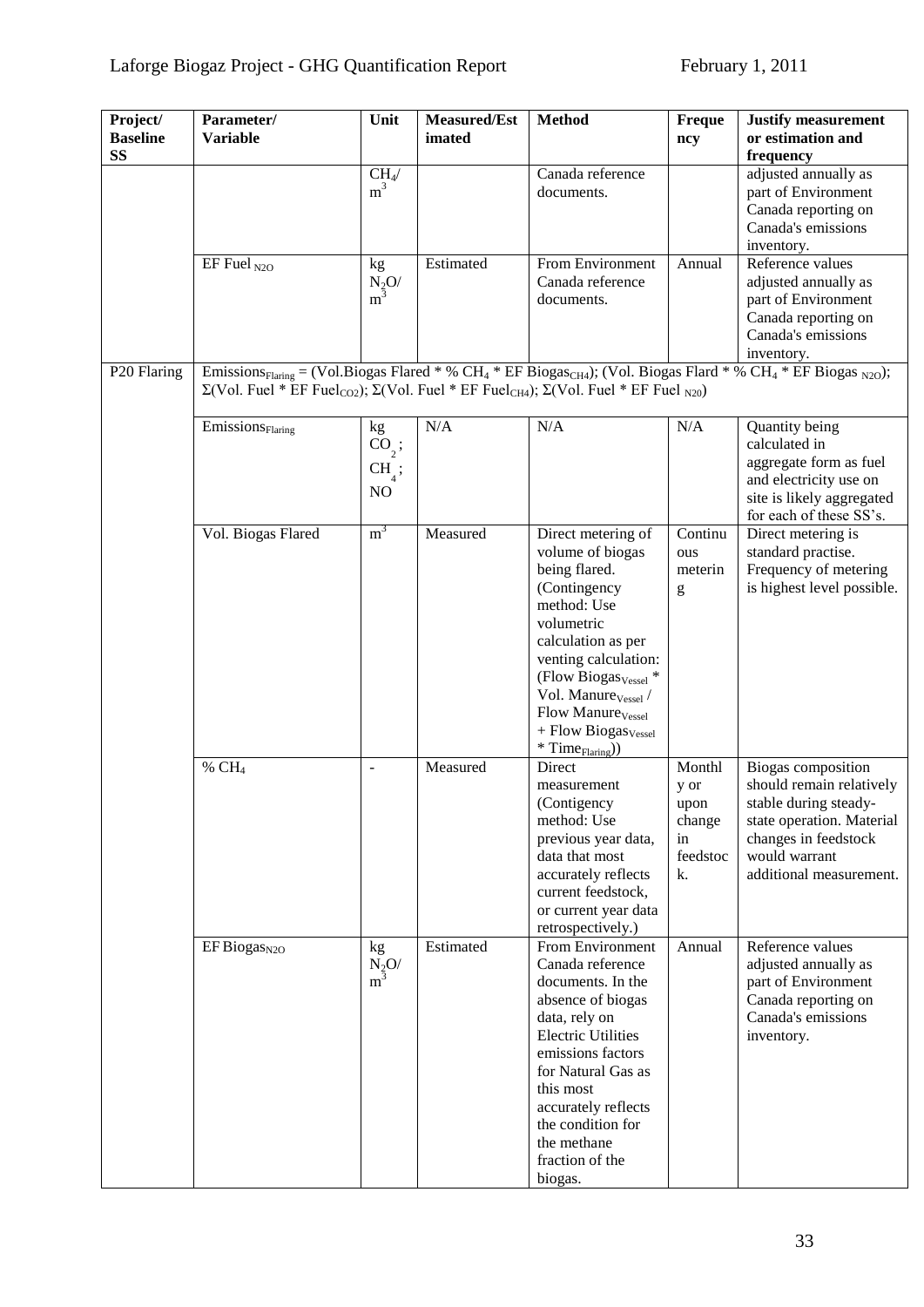| Project/ Baseline SS | Parameter/ Variable | Unit | Measured/Estimated | Method | Frequency | Justify measurement or estimation and frequency |
|---|---|---|---|---|---|---|
| | | $CH_4$/ $m^3$ | | Canada reference documents. | | adjusted annually as part of Environment Canada reporting on Canada's emissions inventory. |
| | EF Fuel $_{N2O}$ | kg $N_2O$/ $m^3$ | Estimated | From Environment Canada reference documents. | Annual | Reference values adjusted annually as part of Environment Canada reporting on Canada's emissions inventory. |
| P20 Flaring | $Emissions_{Flaring}$ = (Vol.Biogas Flared * % $CH_4$ * EF $Biogas_{CH4}$); (Vol. Biogas Flard * % $CH_4$ * EF Biogas $_{N2O}$); Σ(Vol. Fuel * EF $Fuel_{CO2}$); Σ(Vol. Fuel * EF $Fuel_{CH4}$); Σ(Vol. Fuel * EF Fuel $_{N20}$) | | | | | |
| | $Emissions_{Flaring}$ | kg $CO_2$; $CH_4$; NO | N/A | N/A | N/A | Quantity being calculated in aggregate form as fuel and electricity use on site is likely aggregated for each of these SS's. |
| | Vol. Biogas Flared | $m^3$ | Measured | Direct metering of volume of biogas being flared. (Contingency method: Use volumetric calculation as per venting calculation: (Flow $Biogas_{Vessel}$ * Vol. $Manure_{Vessel}$ / Flow $Manure_{Vessel}$ + Flow $Biogas_{Vessel}$ * $Time_{Flaring}$)) | Continuous metering | Direct metering is standard practise. Frequency of metering is highest level possible. |
| | % $CH_4$ | - | Measured | Direct measurement (Contigency method: Use previous year data, data that most accurately reflects current feedstock, or current year data retrospectively.) | Monthly or upon change in feedstock. | Biogas composition should remain relatively stable during steady-state operation. Material changes in feedstock would warrant additional measurement. |
| | EF $Biogas_{N2O}$ | kg $N_2O$/ $m^3$ | Estimated | From Environment Canada reference documents. In the absence of biogas data, rely on Electric Utilities emissions factors for Natural Gas as this most accurately reflects the condition for the methane fraction of the biogas. | Annual | Reference values adjusted annually as part of Environment Canada reporting on Canada's emissions inventory. |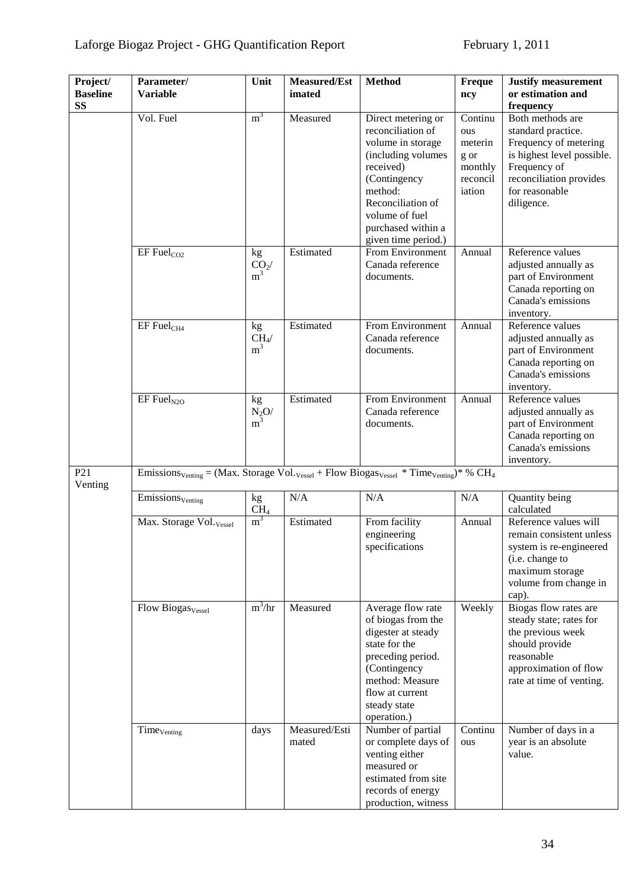| Project/ Baseline SS | Parameter/ Variable | Unit | Measured/Estimated | Method | Frequency | Justify measurement or estimation and frequency |
|---|---|---|---|---|---|---|
| | Vol. Fuel | $m^3$ | Measured | Direct metering or reconciliation of volume in storage (including volumes received) (Contingency method: Reconciliation of volume of fuel purchased within a given time period.) | Continuous metering or monthly reconciliation | Both methods are standard practice. Frequency of metering is highest level possible. Frequency of reconciliation provides for reasonable diligence. |
| | EF $Fuel_{CO2}$ | kg $CO_2$/ $m^3$ | Estimated | From Environment Canada reference documents. | Annual | Reference values adjusted annually as part of Environment Canada reporting on Canada's emissions inventory. |
| | EF $Fuel_{CH4}$ | kg $CH_4$/ $m^3$ | Estimated | From Environment Canada reference documents. | Annual | Reference values adjusted annually as part of Environment Canada reporting on Canada's emissions inventory. |
| | EF $Fuel_{N2O}$ | kg $N_2O$/ $m^3$ | Estimated | From Environment Canada reference documents. | Annual | Reference values adjusted annually as part of Environment Canada reporting on Canada's emissions inventory. |
| P21 Venting | $Emissions_{Venting}$ = (Max. Storage $Vol._{Vessel}$ + Flow $Biogas_{Vessel}$ * $Time_{Venting}$)* % $CH_4$ | | | | | |
| | $Emissions_{Venting}$ | kg $CH_4$ | N/A | N/A | N/A | Quantity being calculated |
| | Max. Storage $Vol._{Vessel}$ | $m^3$ | Estimated | From facility engineering specifications | Annual | Reference values will remain consistent unless system is re-engineered (i.e. change to maximum storage volume from change in cap). |
| | Flow $Biogas_{Vessel}$ | $m^3$/hr | Measured | Average flow rate of biogas from the digester at steady state for the preceding period. (Contingency method: Measure flow at current steady state operation.) | Weekly | Biogas flow rates are steady state; rates for the previous week should provide reasonable approximation of flow rate at time of venting. |
| | $Time_{Venting}$ | days | Measured/Estimated | Number of partial or complete days of venting either measured or estimated from site records of energy production, witness | Continuous | Number of days in a year is an absolute value. |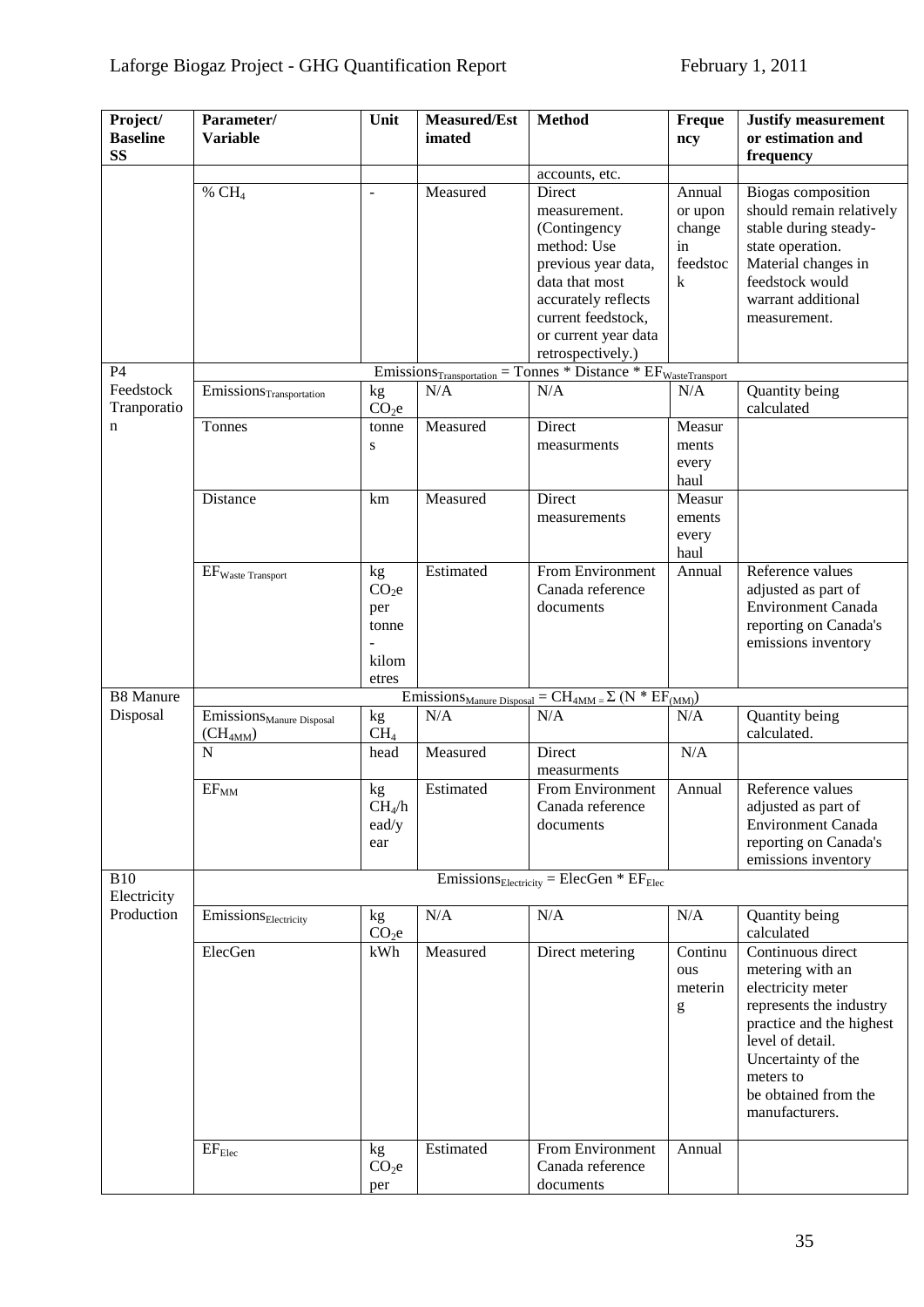| Project/ Baseline SS | Parameter/ Variable | Unit | Measured/Estimated | Method | Frequency | Justify measurement or estimation and frequency |
|---|---|---|---|---|---|---|
| | | | | accounts, etc. | | |
| | % $CH_4$ | - | Measured | Direct measurement. (Contingency method: Use previous year data, data that most accurately reflects current feedstock, or current year data retrospectively.) | Annual or upon change in feedstock | Biogas composition should remain relatively stable during steady-state operation. Material changes in feedstock would warrant additional measurement. |
| P4 Feedstock Tranporation | $Emissions_{Transportation} = Tonnes * Distance * EF_{WasteTransport}$ | | | | | |
| | $Emissions_{Transportation}$ | kg $CO_2e$ | N/A | N/A | N/A | Quantity being calculated |
| | Tonnes | tonnes | Measured | Direct measurments | Measurments every haul | |
| | Distance | km | Measured | Direct measurements | Measurements every haul | |
| | $EF_{Waste\ Transport}$ | kg $CO_2e$ per tonne - kilometres | Estimated | From Environment Canada reference documents | Annual | Reference values adjusted as part of Environment Canada reporting on Canada's emissions inventory |
| B8 Manure Disposal | $Emissions_{Manure\ Disposal} = CH_{4MM} = \Sigma (N * EF_{(MM)})$ | | | | | |
| | $Emissions_{Manure\ Disposal}$ ($CH_{4MM}$) | kg $CH_4$ | N/A | N/A | N/A | Quantity being calculated. |
| | N | head | Measured | Direct measurments | N/A | |
| | $EF_{MM}$ | kg $CH_4$/head/year | Estimated | From Environment Canada reference documents | Annual | Reference values adjusted as part of Environment Canada reporting on Canada's emissions inventory |
| B10 Electricity Production | $Emissions_{Electricity} = ElecGen * EF_{Elec}$ | | | | | |
| | $Emissions_{Electricity}$ | kg $CO_2e$ | N/A | N/A | N/A | Quantity being calculated |
| | ElecGen | kWh | Measured | Direct metering | Continuous metering | Continuous direct metering with an electricity meter represents the industry practice and the highest level of detail. Uncertainty of the meters to be obtained from the manufacturers. |
| | $EF_{Elec}$ | kg $CO_2e$ per | Estimated | From Environment Canada reference documents | Annual | |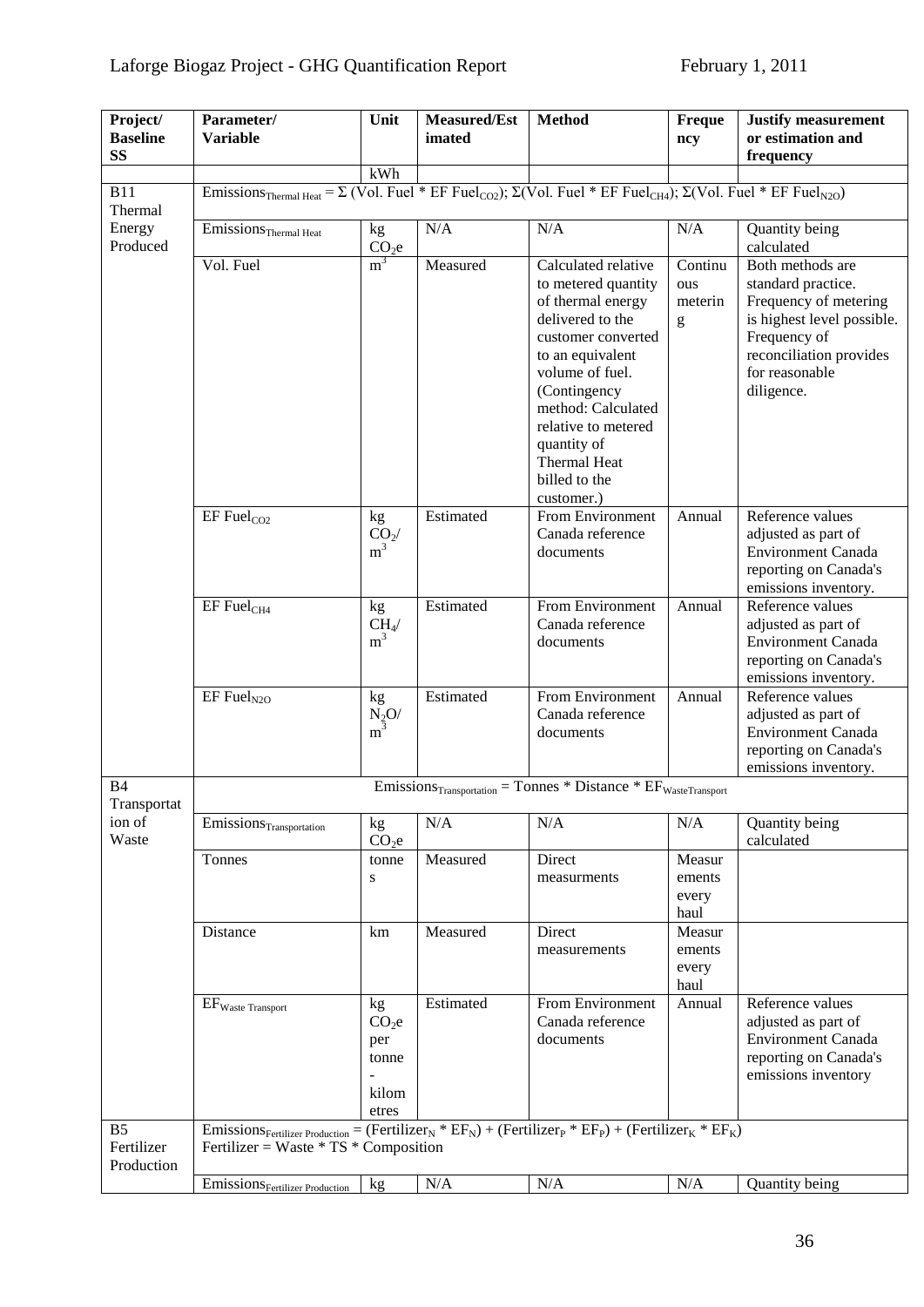| Project/ Baseline SS | Parameter/ Variable | Unit | Measured/Estimated | Method | Frequency | Justify measurement or estimation and frequency |
|---|---|---|---|---|---|---|
| | | kWh | | | | |
| B11 Thermal Energy Produced | $Emissions_{Thermal\ Heat} = \Sigma$ (Vol. Fuel * EF $Fuel_{CO2}$); $\Sigma$(Vol. Fuel * EF $Fuel_{CH4}$); $\Sigma$(Vol. Fuel * EF $Fuel_{N2O}$) | | | | | |
| | $Emissions_{Thermal\ Heat}$ | kg $CO_2e$ | N/A | N/A | N/A | Quantity being calculated |
| | Vol. Fuel | $m^3$ | Measured | Calculated relative to metered quantity of thermal energy delivered to the customer converted to an equivalent volume of fuel. (Contingency method: Calculated relative to metered quantity of Thermal Heat billed to the customer.) | Continuous metering | Both methods are standard practice. Frequency of metering is highest level possible. Frequency of reconciliation provides for reasonable diligence. |
| | EF $Fuel_{CO2}$ | kg $CO_2/m^3$ | Estimated | From Environment Canada reference documents | Annual | Reference values adjusted as part of Environment Canada reporting on Canada's emissions inventory. |
| | EF $Fuel_{CH4}$ | kg $CH_4/m^3$ | Estimated | From Environment Canada reference documents | Annual | Reference values adjusted as part of Environment Canada reporting on Canada's emissions inventory. |
| | EF $Fuel_{N2O}$ | kg $N_2O/m^3$ | Estimated | From Environment Canada reference documents | Annual | Reference values adjusted as part of Environment Canada reporting on Canada's emissions inventory. |
| B4 Transportation of Waste | $Emissions_{Transportation}$ = Tonnes * Distance * $EF_{WasteTransport}$ | | | | | |
| | $Emissions_{Transportation}$ | kg $CO_2e$ | N/A | N/A | N/A | Quantity being calculated |
| | Tonnes | tonnes | Measured | Direct measurments | Measurements every haul | |
| | Distance | km | Measured | Direct measurements | Measurements every haul | |
| | $EF_{Waste\ Transport}$ | kg $CO_2e$ per tonne-kilometres | Estimated | From Environment Canada reference documents | Annual | Reference values adjusted as part of Environment Canada reporting on Canada's emissions inventory |
| B5 Fertilizer Production | $Emissions_{Fertilizer\ Production}$ = ($Fertilizer_N$ * $EF_N$) + ($Fertilizer_P$ * $EF_P$) + ($Fertilizer_K$ * $EF_K$) Fertilizer = Waste * TS * Composition | | | | | |
| | $Emissions_{Fertilizer\ Production}$ | kg | N/A | N/A | N/A | Quantity being |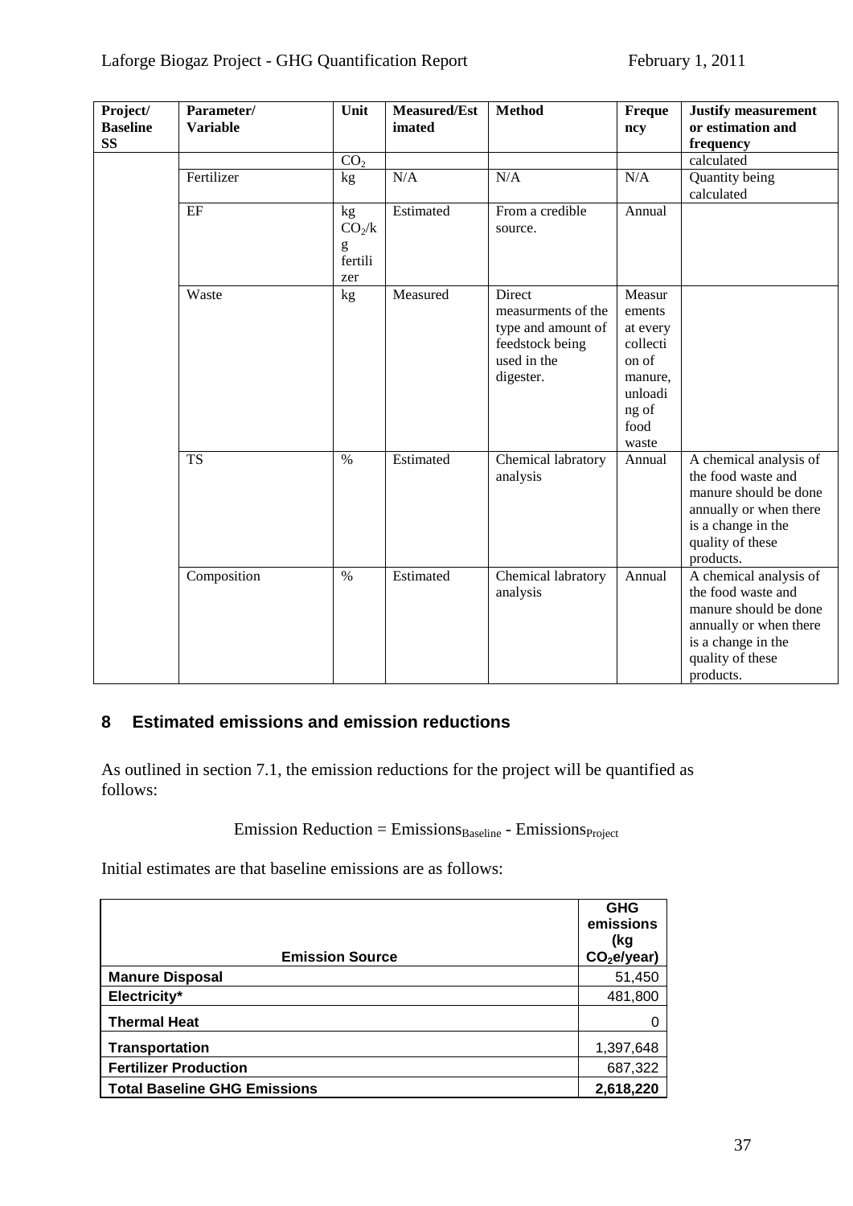| Project/ Baseline SS | Parameter/ Variable | Unit | Measured/Estimated | Method | Frequency | Justify measurement or estimation and frequency |
|---|---|---|---|---|---|---|
| | | $CO_2$ | | | | calculated |
| | Fertilizer | kg | N/A | N/A | N/A | Quantity being calculated |
| | EF | kg $CO_2$/kg fertilizer | Estimated | From a credible source. | Annual | |
| | Waste | kg | Measured | Direct measurments of the type and amount of feedstock being used in the digester. | Measurements at every collection of manure, unloading of food waste | |
| | TS | % | Estimated | Chemical labratory analysis | Annual | A chemical analysis of the food waste and manure should be done annually or when there is a change in the quality of these products. |
| | Composition | % | Estimated | Chemical labratory analysis | Annual | A chemical analysis of the food waste and manure should be done annually or when there is a change in the quality of these products. |

## 8 Estimated emissions and emission reductions

As outlined in section 7.1, the emission reductions for the project will be quantified as follows:

$$\text{Emission Reduction} = \text{Emissions}_{\text{Baseline}} - \text{Emissions}_{\text{Project}}$$

Initial estimates are that baseline emissions are as follows:

| Emission Source | GHG emissions (kg $CO_2$e/year) |
|---|---|
| **Manure Disposal** | 51,450 |
| **Electricity*** | 481,800 |
| **Thermal Heat** | 0 |
| **Transportation** | 1,397,648 |
| **Fertilizer Production** | 687,322 |
| **Total Baseline GHG Emissions** | **2,618,220** |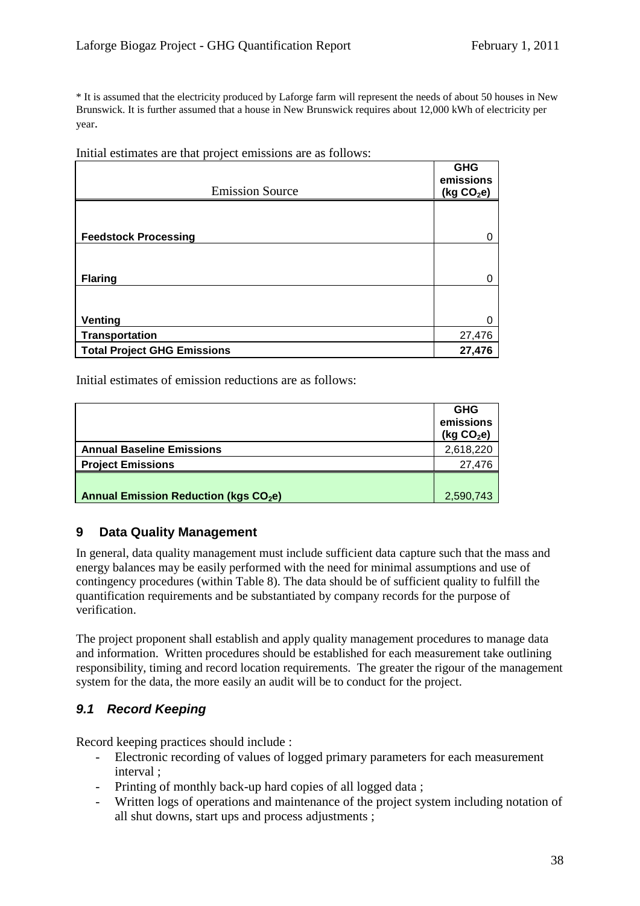* It is assumed that the electricity produced by Laforge farm will represent the needs of about 50 houses in New Brunswick. It is further assumed that a house in New Brunswick requires about 12,000 kWh of electricity per year.

Initial estimates are that project emissions are as follows:

| Emission Source | GHG emissions (kg $CO_2e$) |
|---|---|
| **Feedstock Processing** | 0 |
| **Flaring** | 0 |
| **Venting** | 0 |
| **Transportation** | 27,476 |
| **Total Project GHG Emissions** | **27,476** |

Initial estimates of emission reductions are as follows:

| | GHG emissions (kg $CO_2e$) |
|---|---|
| **Annual Baseline Emissions** | 2,618,220 |
| **Project Emissions** | 27,476 |
| **Annual Emission Reduction (kgs $CO_2e$)** | 2,590,743 |

## 9 Data Quality Management

In general, data quality management must include sufficient data capture such that the mass and energy balances may be easily performed with the need for minimal assumptions and use of contingency procedures (within Table 8). The data should be of sufficient quality to fulfill the quantification requirements and be substantiated by company records for the purpose of verification.

The project proponent shall establish and apply quality management procedures to manage data and information. Written procedures should be established for each measurement take outlining responsibility, timing and record location requirements. The greater the rigour of the management system for the data, the more easily an audit will be to conduct for the project.

### *9.1 Record Keeping*

Record keeping practices should include :

- Electronic recording of values of logged primary parameters for each measurement interval ;
- Printing of monthly back-up hard copies of all logged data ;
- Written logs of operations and maintenance of the project system including notation of all shut downs, start ups and process adjustments ;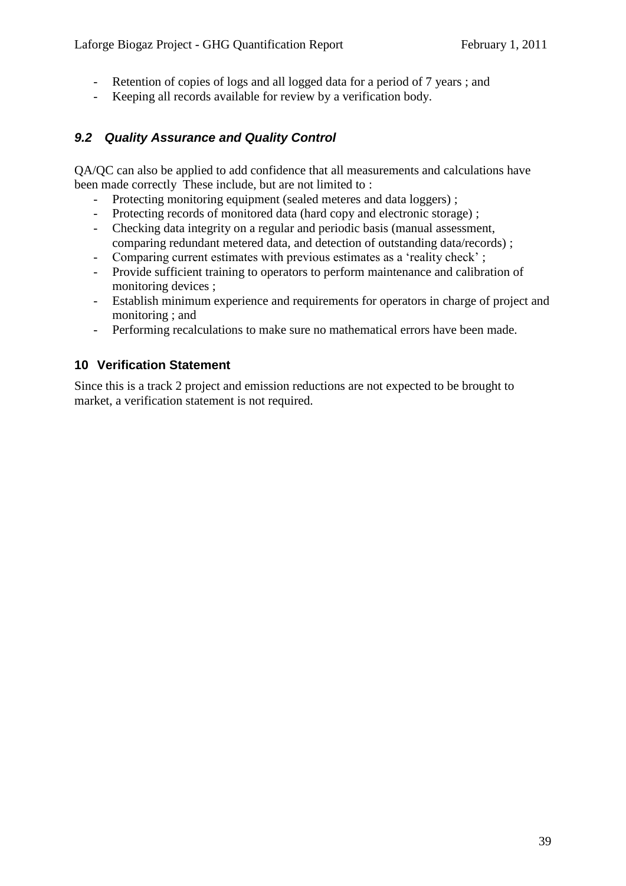- Retention of copies of logs and all logged data for a period of 7 years ; and
- Keeping all records available for review by a verification body.

### *9.2 Quality Assurance and Quality Control*

QA/QC can also be applied to add confidence that all measurements and calculations have been made correctly  These include, but are not limited to :

- Protecting monitoring equipment (sealed meteres and data loggers) ;
- Protecting records of monitored data (hard copy and electronic storage) ;
- Checking data integrity on a regular and periodic basis (manual assessment, comparing redundant metered data, and detection of outstanding data/records) ;
- Comparing current estimates with previous estimates as a 'reality check' ;
- Provide sufficient training to operators to perform maintenance and calibration of monitoring devices ;
- Establish minimum experience and requirements for operators in charge of project and monitoring ; and
- Performing recalculations to make sure no mathematical errors have been made.

## 10 Verification Statement

Since this is a track 2 project and emission reductions are not expected to be brought to market, a verification statement is not required.